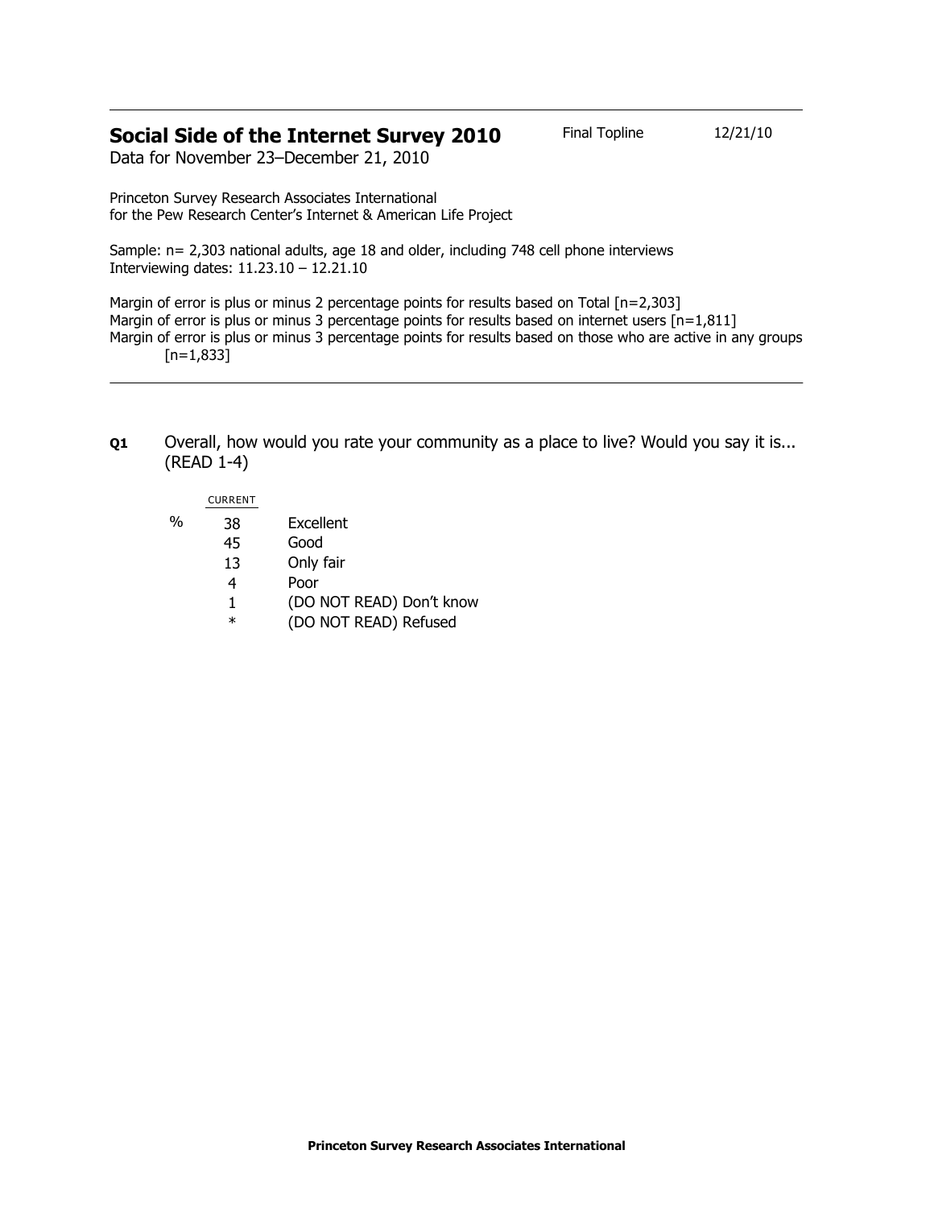## Social Side of the Internet Survey 2010

Final Topline 12/21/10

Data for November 23–December 21, 2010

Princeton Survey Research Associates International
for the Pew Research Center's Internet & American Life Project

Sample: n= 2,303 national adults, age 18 and older, including 748 cell phone interviews
Interviewing dates: 11.23.10 – 12.21.10

Margin of error is plus or minus 2 percentage points for results based on Total [n=2,303]
Margin of error is plus or minus 3 percentage points for results based on internet users [n=1,811]
Margin of error is plus or minus 3 percentage points for results based on those who are active in any groups [n=1,833]

---

**Q1** Overall, how would you rate your community as a place to live? Would you say it is... (READ 1-4)

| | CURRENT | |
|---|---|---|
| % | 38 | Excellent |
| | 45 | Good |
| | 13 | Only fair |
| | 4 | Poor |
| | 1 | (DO NOT READ) Don't know |
| | * | (DO NOT READ) Refused |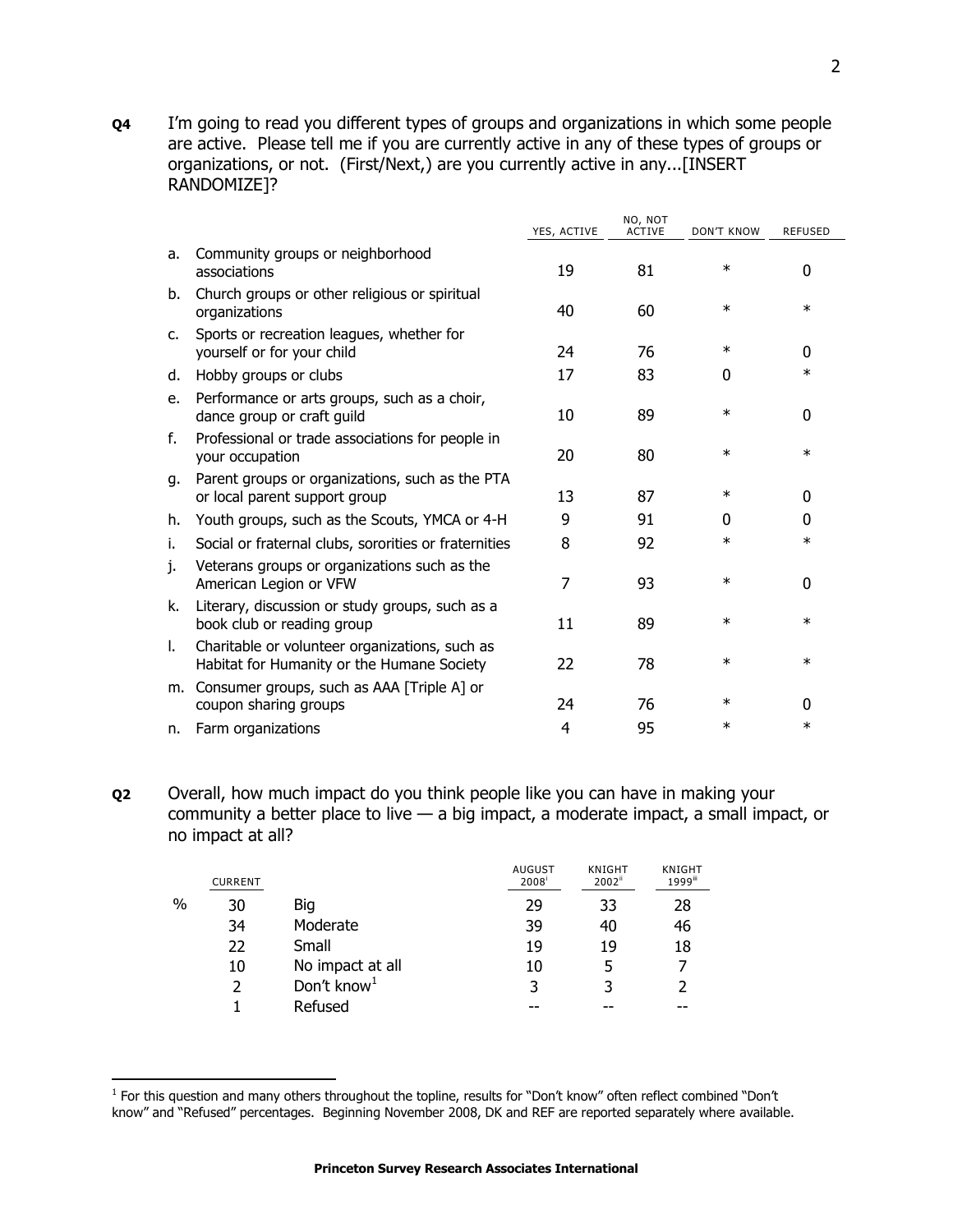**Q4** I'm going to read you different types of groups and organizations in which some people are active. Please tell me if you are currently active in any of these types of groups or organizations, or not. (First/Next,) are you currently active in any...[INSERT RANDOMIZE]?

| | | YES, ACTIVE | NO, NOT ACTIVE | DON'T KNOW | REFUSED |
|---|---|---|---|---|---|
| a. | Community groups or neighborhood associations | 19 | 81 | * | 0 |
| b. | Church groups or other religious or spiritual organizations | 40 | 60 | * | * |
| c. | Sports or recreation leagues, whether for yourself or for your child | 24 | 76 | * | 0 |
| d. | Hobby groups or clubs | 17 | 83 | 0 | * |
| e. | Performance or arts groups, such as a choir, dance group or craft guild | 10 | 89 | * | 0 |
| f. | Professional or trade associations for people in your occupation | 20 | 80 | * | * |
| g. | Parent groups or organizations, such as the PTA or local parent support group | 13 | 87 | * | 0 |
| h. | Youth groups, such as the Scouts, YMCA or 4-H | 9 | 91 | 0 | 0 |
| i. | Social or fraternal clubs, sororities or fraternities | 8 | 92 | * | * |
| j. | Veterans groups or organizations such as the American Legion or VFW | 7 | 93 | * | 0 |
| k. | Literary, discussion or study groups, such as a book club or reading group | 11 | 89 | * | * |
| l. | Charitable or volunteer organizations, such as Habitat for Humanity or the Humane Society | 22 | 78 | * | * |
| m. | Consumer groups, such as AAA [Triple A] or coupon sharing groups | 24 | 76 | * | 0 |
| n. | Farm organizations | 4 | 95 | * | * |

**Q2** Overall, how much impact do you think people like you can have in making your community a better place to live — a big impact, a moderate impact, a small impact, or no impact at all?

| | CURRENT | | AUGUST 2008[i] | KNIGHT 2002[ii] | KNIGHT 1999[iii] |
|---|---|---|---|---|---|
| % | 30 | Big | 29 | 33 | 28 |
| | 34 | Moderate | 39 | 40 | 46 |
| | 22 | Small | 19 | 19 | 18 |
| | 10 | No impact at all | 10 | 5 | 7 |
| | 2 | Don't know[1] | 3 | 3 | 2 |
| | 1 | Refused | -- | -- | -- |

[1] For this question and many others throughout the topline, results for "Don't know" often reflect combined "Don't know" and "Refused" percentages. Beginning November 2008, DK and REF are reported separately where available.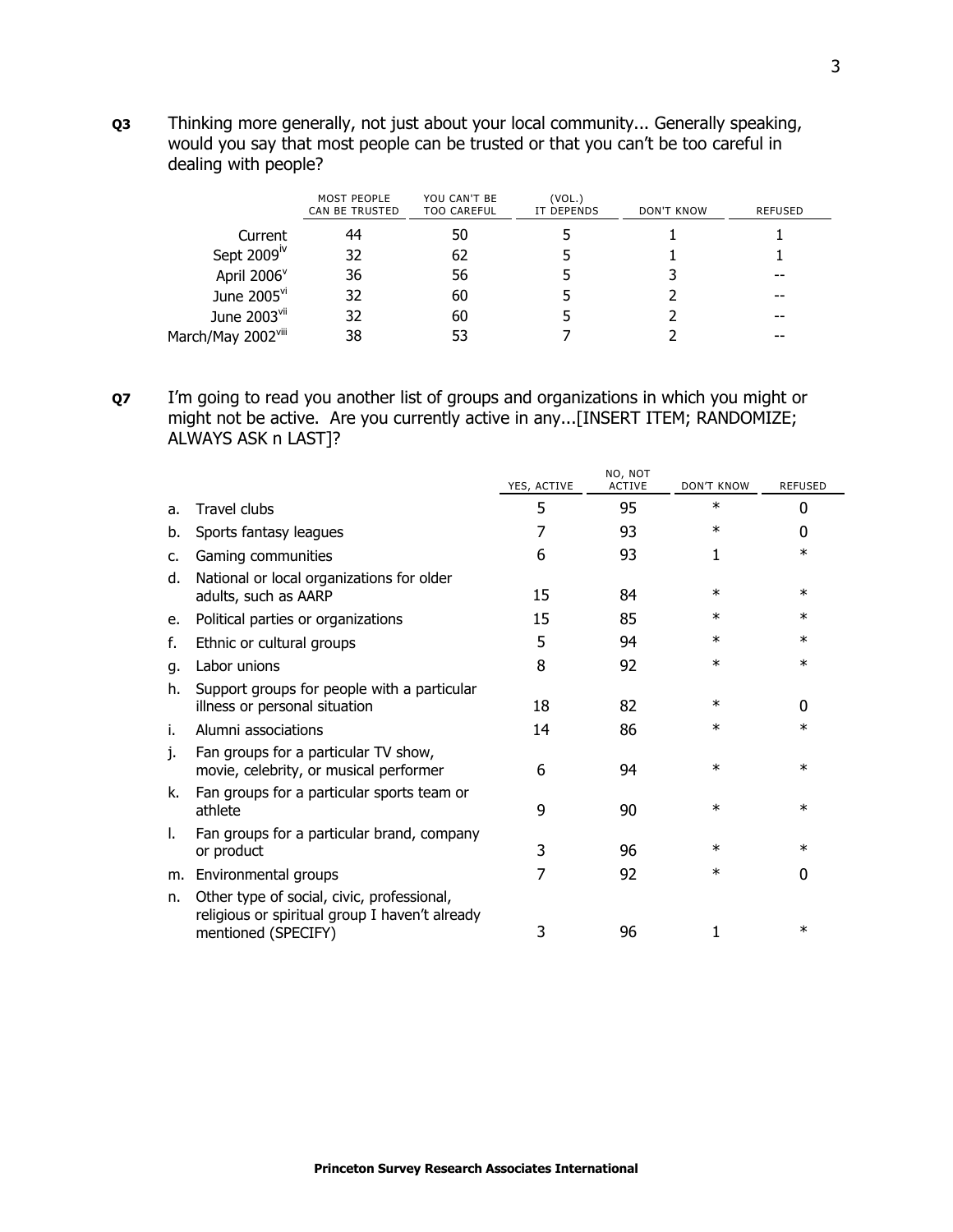**Q3** Thinking more generally, not just about your local community... Generally speaking, would you say that most people can be trusted or that you can't be too careful in dealing with people?

| | MOST PEOPLE CAN BE TRUSTED | YOU CAN'T BE TOO CAREFUL | (VOL.) IT DEPENDS | DON'T KNOW | REFUSED |
|---|---|---|---|---|---|
| Current | 44 | 50 | 5 | 1 | 1 |
| Sept 2009[iv] | 32 | 62 | 5 | 1 | 1 |
| April 2006[v] | 36 | 56 | 5 | 3 | -- |
| June 2005[vi] | 32 | 60 | 5 | 2 | -- |
| June 2003[vii] | 32 | 60 | 5 | 2 | -- |
| March/May 2002[viii] | 38 | 53 | 7 | 2 | -- |

**Q7** I'm going to read you another list of groups and organizations in which you might or might not be active. Are you currently active in any...[INSERT ITEM; RANDOMIZE; ALWAYS ASK n LAST]?

| | YES, ACTIVE | NO, NOT ACTIVE | DON'T KNOW | REFUSED |
|---|---|---|---|---|
| a. Travel clubs | 5 | 95 | * | 0 |
| b. Sports fantasy leagues | 7 | 93 | * | 0 |
| c. Gaming communities | 6 | 93 | 1 | * |
| d. National or local organizations for older adults, such as AARP | 15 | 84 | * | * |
| e. Political parties or organizations | 15 | 85 | * | * |
| f. Ethnic or cultural groups | 5 | 94 | * | * |
| g. Labor unions | 8 | 92 | * | * |
| h. Support groups for people with a particular illness or personal situation | 18 | 82 | * | 0 |
| i. Alumni associations | 14 | 86 | * | * |
| j. Fan groups for a particular TV show, movie, celebrity, or musical performer | 6 | 94 | * | * |
| k. Fan groups for a particular sports team or athlete | 9 | 90 | * | * |
| l. Fan groups for a particular brand, company or product | 3 | 96 | * | * |
| m. Environmental groups | 7 | 92 | * | 0 |
| n. Other type of social, civic, professional, religious or spiritual group I haven't already mentioned (SPECIFY) | 3 | 96 | 1 | * |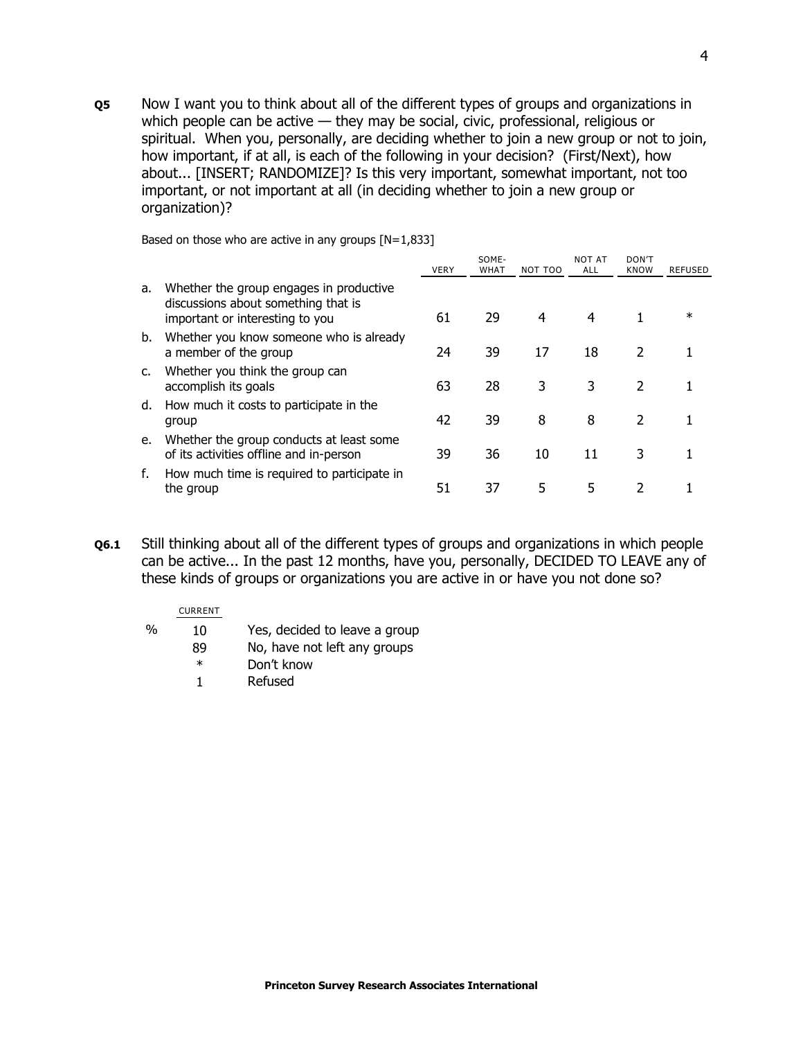**Q5** Now I want you to think about all of the different types of groups and organizations in which people can be active — they may be social, civic, professional, religious or spiritual. When you, personally, are deciding whether to join a new group or not to join, how important, if at all, is each of the following in your decision? (First/Next), how about... [INSERT; RANDOMIZE]? Is this very important, somewhat important, not too important, or not important at all (in deciding whether to join a new group or organization)?

Based on those who are active in any groups [N=1,833]

| | VERY | SOME-WHAT | NOT TOO | NOT AT ALL | DON'T KNOW | REFUSED |
|---|---|---|---|---|---|---|
| a. Whether the group engages in productive discussions about something that is important or interesting to you | 61 | 29 | 4 | 4 | 1 | * |
| b. Whether you know someone who is already a member of the group | 24 | 39 | 17 | 18 | 2 | 1 |
| c. Whether you think the group can accomplish its goals | 63 | 28 | 3 | 3 | 2 | 1 |
| d. How much it costs to participate in the group | 42 | 39 | 8 | 8 | 2 | 1 |
| e. Whether the group conducts at least some of its activities offline and in-person | 39 | 36 | 10 | 11 | 3 | 1 |
| f. How much time is required to participate in the group | 51 | 37 | 5 | 5 | 2 | 1 |

**Q6.1** Still thinking about all of the different types of groups and organizations in which people can be active... In the past 12 months, have you, personally, DECIDED TO LEAVE any of these kinds of groups or organizations you are active in or have you not done so?

| | CURRENT | |
|---|---|---|
| % | 10 | Yes, decided to leave a group |
| | 89 | No, have not left any groups |
| | * | Don't know |
| | 1 | Refused |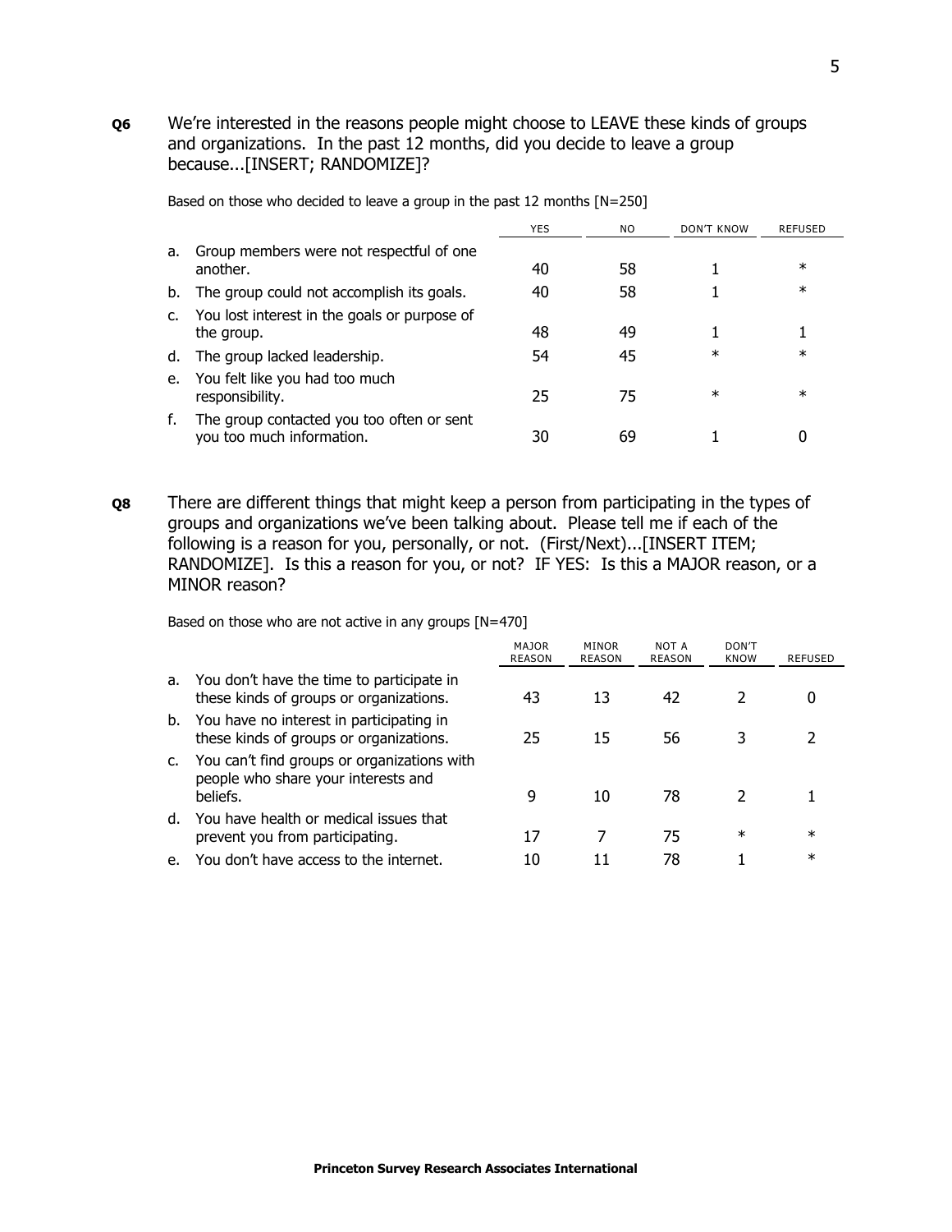**Q6** We're interested in the reasons people might choose to LEAVE these kinds of groups and organizations. In the past 12 months, did you decide to leave a group because...[INSERT; RANDOMIZE]?

Based on those who decided to leave a group in the past 12 months [N=250]

| | YES | NO | DON'T KNOW | REFUSED |
|---|---|---|---|---|
| a. Group members were not respectful of one another. | 40 | 58 | 1 | * |
| b. The group could not accomplish its goals. | 40 | 58 | 1 | * |
| c. You lost interest in the goals or purpose of the group. | 48 | 49 | 1 | 1 |
| d. The group lacked leadership. | 54 | 45 | * | * |
| e. You felt like you had too much responsibility. | 25 | 75 | * | * |
| f. The group contacted you too often or sent you too much information. | 30 | 69 | 1 | 0 |

**Q8** There are different things that might keep a person from participating in the types of groups and organizations we've been talking about. Please tell me if each of the following is a reason for you, personally, or not. (First/Next)...[INSERT ITEM; RANDOMIZE]. Is this a reason for you, or not? IF YES: Is this a MAJOR reason, or a MINOR reason?

Based on those who are not active in any groups [N=470]

| | MAJOR REASON | MINOR REASON | NOT A REASON | DON'T KNOW | REFUSED |
|---|---|---|---|---|---|
| a. You don't have the time to participate in these kinds of groups or organizations. | 43 | 13 | 42 | 2 | 0 |
| b. You have no interest in participating in these kinds of groups or organizations. | 25 | 15 | 56 | 3 | 2 |
| c. You can't find groups or organizations with people who share your interests and beliefs. | 9 | 10 | 78 | 2 | 1 |
| d. You have health or medical issues that prevent you from participating. | 17 | 7 | 75 | * | * |
| e. You don't have access to the internet. | 10 | 11 | 78 | 1 | * |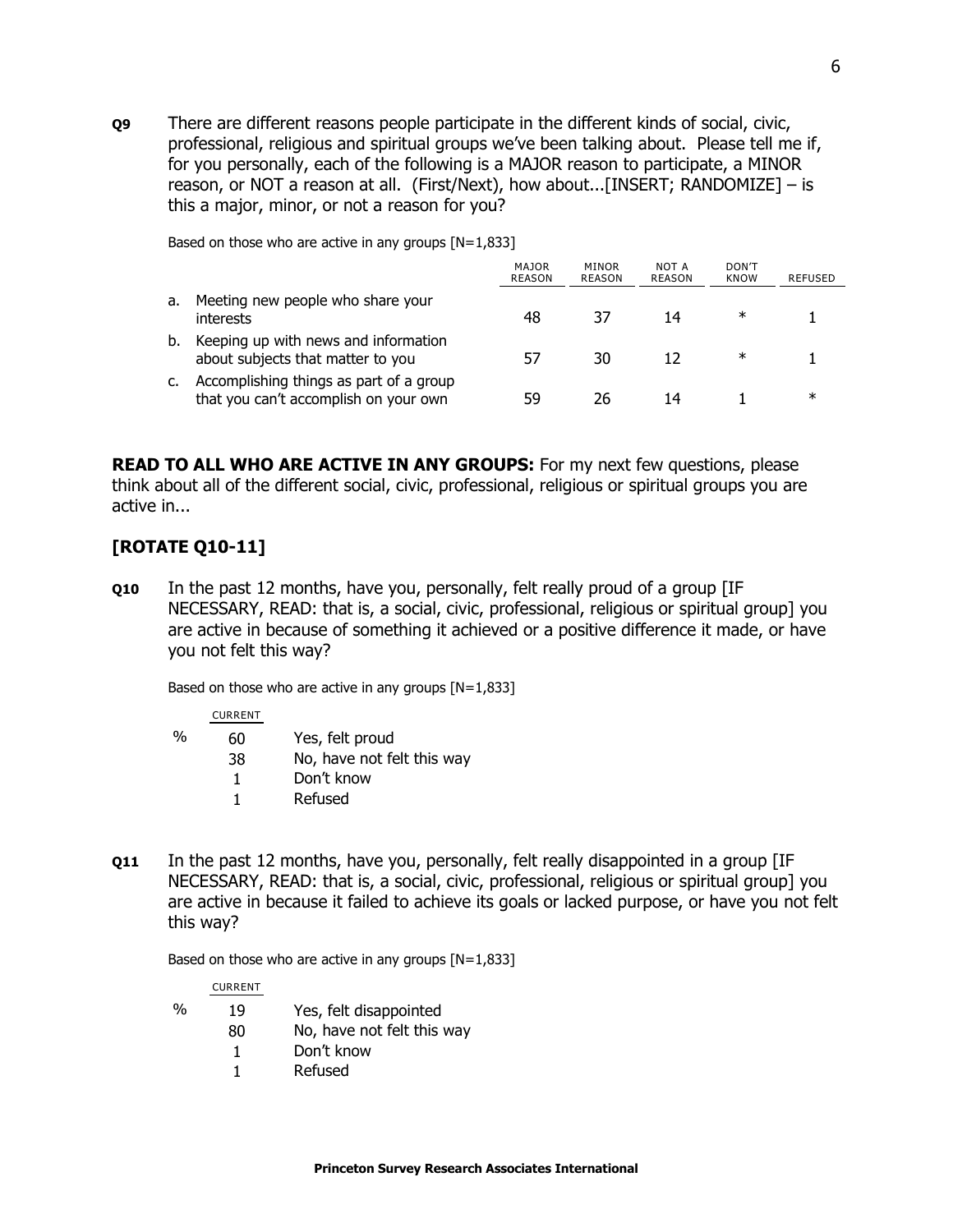**Q9** There are different reasons people participate in the different kinds of social, civic, professional, religious and spiritual groups we've been talking about. Please tell me if, for you personally, each of the following is a MAJOR reason to participate, a MINOR reason, or NOT a reason at all. (First/Next), how about...[INSERT; RANDOMIZE] – is this a major, minor, or not a reason for you?

Based on those who are active in any groups [N=1,833]

| | | MAJOR REASON | MINOR REASON | NOT A REASON | DON'T KNOW | REFUSED |
|---|---|---|---|---|---|---|
| a. | Meeting new people who share your interests | 48 | 37 | 14 | * | 1 |
| b. | Keeping up with news and information about subjects that matter to you | 57 | 30 | 12 | * | 1 |
| c. | Accomplishing things as part of a group that you can't accomplish on your own | 59 | 26 | 14 | 1 | * |

**READ TO ALL WHO ARE ACTIVE IN ANY GROUPS:** For my next few questions, please think about all of the different social, civic, professional, religious or spiritual groups you are active in...

## [ROTATE Q10-11]

**Q10** In the past 12 months, have you, personally, felt really proud of a group [IF NECESSARY, READ: that is, a social, civic, professional, religious or spiritual group] you are active in because of something it achieved or a positive difference it made, or have you not felt this way?

Based on those who are active in any groups [N=1,833]

| | CURRENT | |
|---|---|---|
| % | 60 | Yes, felt proud |
| | 38 | No, have not felt this way |
| | 1 | Don't know |
| | 1 | Refused |

**Q11** In the past 12 months, have you, personally, felt really disappointed in a group [IF NECESSARY, READ: that is, a social, civic, professional, religious or spiritual group] you are active in because it failed to achieve its goals or lacked purpose, or have you not felt this way?

Based on those who are active in any groups [N=1,833]

| | CURRENT | |
|---|---|---|
| % | 19 | Yes, felt disappointed |
| | 80 | No, have not felt this way |
| | 1 | Don't know |
| | 1 | Refused |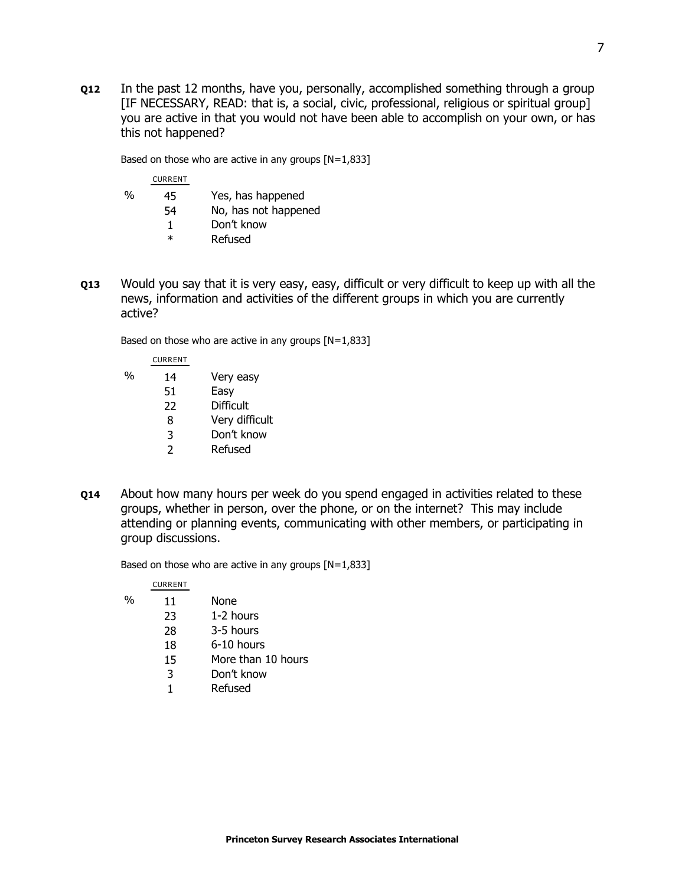**Q12** In the past 12 months, have you, personally, accomplished something through a group [IF NECESSARY, READ: that is, a social, civic, professional, religious or spiritual group] you are active in that you would not have been able to accomplish on your own, or has this not happened?

Based on those who are active in any groups [N=1,833]

| | CURRENT | |
|---|---|---|
| % | 45 | Yes, has happened |
| | 54 | No, has not happened |
| | 1 | Don't know |
| | * | Refused |

**Q13** Would you say that it is very easy, easy, difficult or very difficult to keep up with all the news, information and activities of the different groups in which you are currently active?

Based on those who are active in any groups [N=1,833]

| | CURRENT | |
|---|---|---|
| % | 14 | Very easy |
| | 51 | Easy |
| | 22 | Difficult |
| | 8 | Very difficult |
| | 3 | Don't know |
| | 2 | Refused |

**Q14** About how many hours per week do you spend engaged in activities related to these groups, whether in person, over the phone, or on the internet? This may include attending or planning events, communicating with other members, or participating in group discussions.

Based on those who are active in any groups [N=1,833]

| | CURRENT | |
|---|---|---|
| % | 11 | None |
| | 23 | 1-2 hours |
| | 28 | 3-5 hours |
| | 18 | 6-10 hours |
| | 15 | More than 10 hours |
| | 3 | Don't know |
| | 1 | Refused |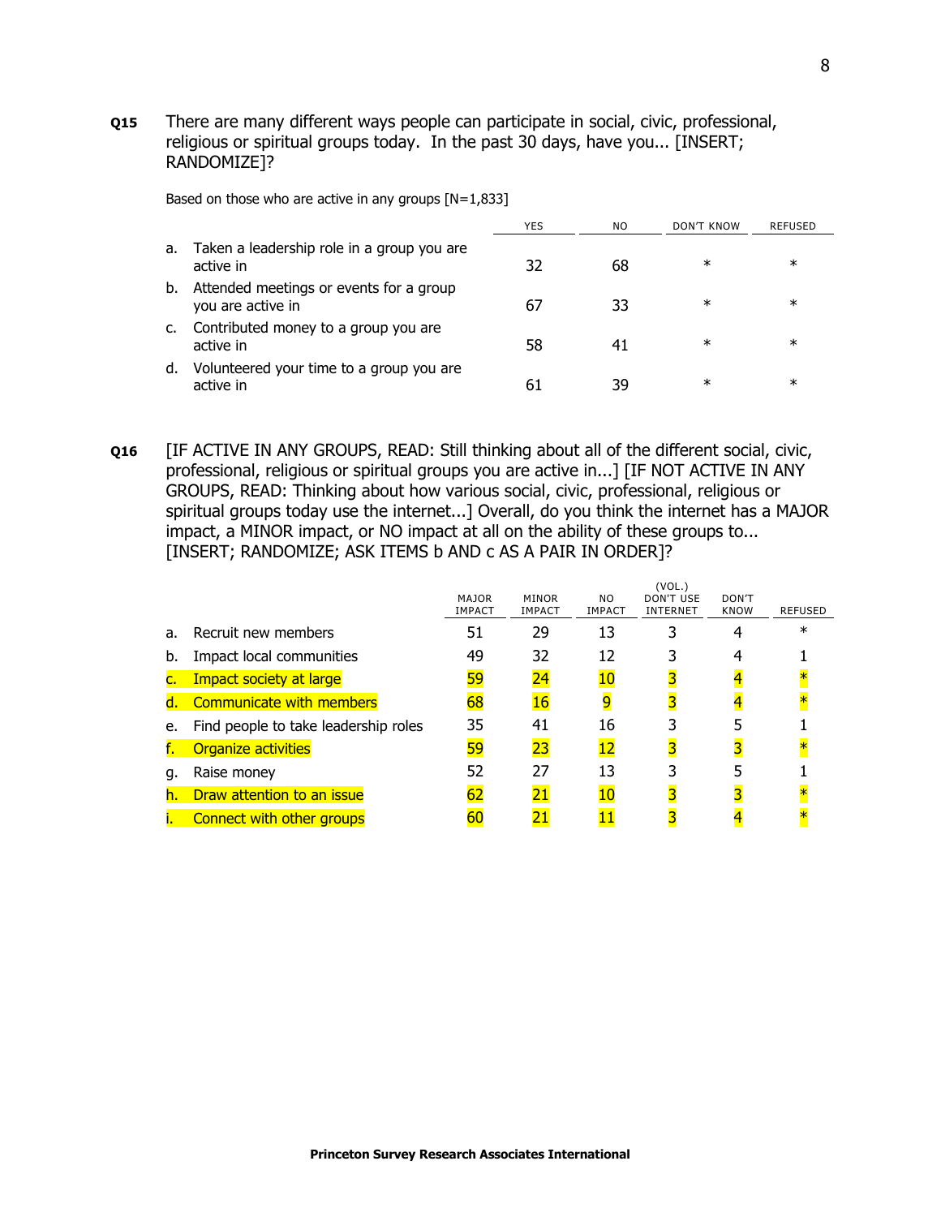**Q15** There are many different ways people can participate in social, civic, professional, religious or spiritual groups today. In the past 30 days, have you... [INSERT; RANDOMIZE]?

Based on those who are active in any groups [N=1,833]

| | YES | NO | DON'T KNOW | REFUSED |
|---|---|---|---|---|
| a. Taken a leadership role in a group you are active in | 32 | 68 | * | * |
| b. Attended meetings or events for a group you are active in | 67 | 33 | * | * |
| c. Contributed money to a group you are active in | 58 | 41 | * | * |
| d. Volunteered your time to a group you are active in | 61 | 39 | * | * |

**Q16** [IF ACTIVE IN ANY GROUPS, READ: Still thinking about all of the different social, civic, professional, religious or spiritual groups you are active in...] [IF NOT ACTIVE IN ANY GROUPS, READ: Thinking about how various social, civic, professional, religious or spiritual groups today use the internet...] Overall, do you think the internet has a MAJOR impact, a MINOR impact, or NO impact at all on the ability of these groups to... [INSERT; RANDOMIZE; ASK ITEMS b AND c AS A PAIR IN ORDER]?

| | MAJOR IMPACT | MINOR IMPACT | NO IMPACT | (VOL.) DON'T USE INTERNET | DON'T KNOW | REFUSED |
|---|---|---|---|---|---|---|
| a. Recruit new members | 51 | 29 | 13 | 3 | 4 | * |
| b. Impact local communities | 49 | 32 | 12 | 3 | 4 | 1 |
| c. Impact society at large | 59 | 24 | 10 | 3 | 4 | * |
| d. Communicate with members | 68 | 16 | 9 | 3 | 4 | * |
| e. Find people to take leadership roles | 35 | 41 | 16 | 3 | 5 | 1 |
| f. Organize activities | 59 | 23 | 12 | 3 | 3 | * |
| g. Raise money | 52 | 27 | 13 | 3 | 5 | 1 |
| h. Draw attention to an issue | 62 | 21 | 10 | 3 | 3 | * |
| i. Connect with other groups | 60 | 21 | 11 | 3 | 4 | * |

**Princeton Survey Research Associates International**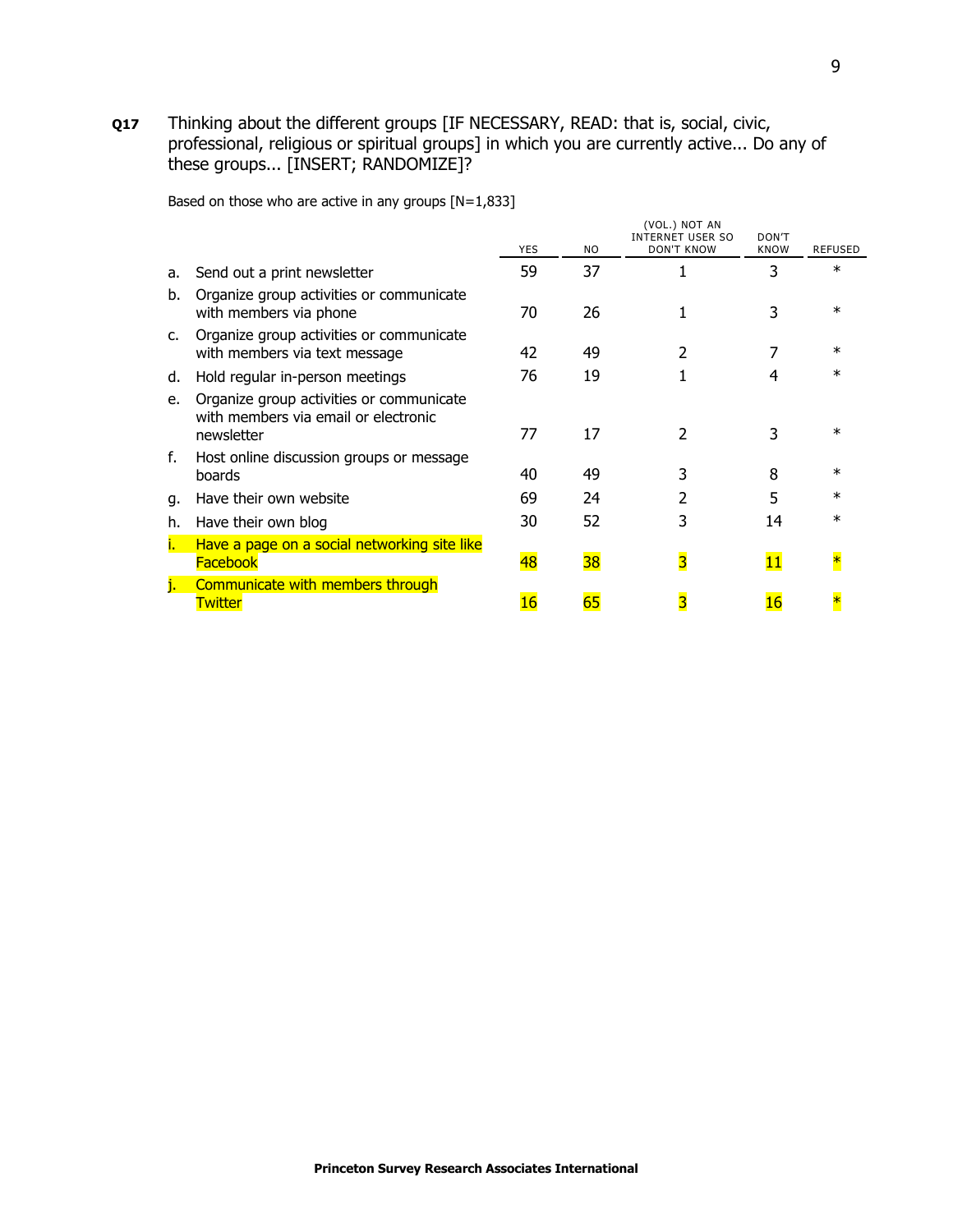**Q17** Thinking about the different groups [IF NECESSARY, READ: that is, social, civic, professional, religious or spiritual groups] in which you are currently active... Do any of these groups... [INSERT; RANDOMIZE]?

Based on those who are active in any groups [N=1,833]

| | | YES | NO | (VOL.) NOT AN INTERNET USER SO DON'T KNOW | DON'T KNOW | REFUSED |
|---|---|---|---|---|---|---|
| a. | Send out a print newsletter | 59 | 37 | 1 | 3 | * |
| b. | Organize group activities or communicate with members via phone | 70 | 26 | 1 | 3 | * |
| c. | Organize group activities or communicate with members via text message | 42 | 49 | 2 | 7 | * |
| d. | Hold regular in-person meetings | 76 | 19 | 1 | 4 | * |
| e. | Organize group activities or communicate with members via email or electronic newsletter | 77 | 17 | 2 | 3 | * |
| f. | Host online discussion groups or message boards | 40 | 49 | 3 | 8 | * |
| g. | Have their own website | 69 | 24 | 2 | 5 | * |
| h. | Have their own blog | 30 | 52 | 3 | 14 | * |
| i. | Have a page on a social networking site like Facebook | 48 | 38 | 3 | 11 | * |
| j. | Communicate with members through Twitter | 16 | 65 | 3 | 16 | * |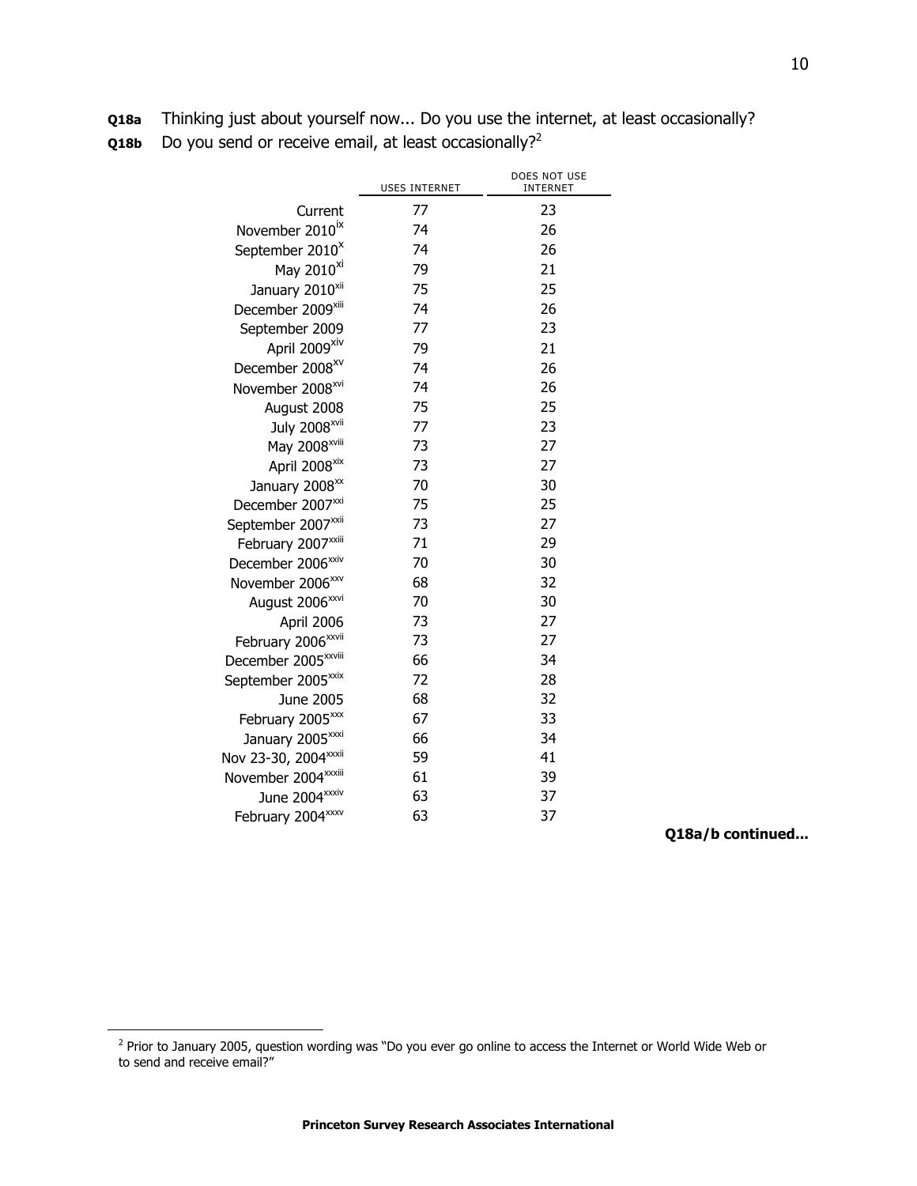**Q18a** Thinking just about yourself now... Do you use the internet, at least occasionally?

**Q18b** Do you send or receive email, at least occasionally?[2]

| | USES INTERNET | DOES NOT USE INTERNET |
|---|---|---|
| Current | 77 | 23 |
| November 2010[ix] | 74 | 26 |
| September 2010[x] | 74 | 26 |
| May 2010[xi] | 79 | 21 |
| January 2010[xii] | 75 | 25 |
| December 2009[xiii] | 74 | 26 |
| September 2009 | 77 | 23 |
| April 2009[xiv] | 79 | 21 |
| December 2008[xv] | 74 | 26 |
| November 2008[xvi] | 74 | 26 |
| August 2008 | 75 | 25 |
| July 2008[xvii] | 77 | 23 |
| May 2008[xviii] | 73 | 27 |
| April 2008[xix] | 73 | 27 |
| January 2008[xx] | 70 | 30 |
| December 2007[xxi] | 75 | 25 |
| September 2007[xxii] | 73 | 27 |
| February 2007[xxiii] | 71 | 29 |
| December 2006[xxiv] | 70 | 30 |
| November 2006[xxv] | 68 | 32 |
| August 2006[xxvi] | 70 | 30 |
| April 2006 | 73 | 27 |
| February 2006[xxvii] | 73 | 27 |
| December 2005[xxviii] | 66 | 34 |
| September 2005[xxix] | 72 | 28 |
| June 2005 | 68 | 32 |
| February 2005[xxx] | 67 | 33 |
| January 2005[xxxi] | 66 | 34 |
| Nov 23-30, 2004[xxxii] | 59 | 41 |
| November 2004[xxxiii] | 61 | 39 |
| June 2004[xxxiv] | 63 | 37 |
| February 2004[xxxv] | 63 | 37 |

**Q18a/b continued...**

[2] Prior to January 2005, question wording was "Do you ever go online to access the Internet or World Wide Web or to send and receive email?"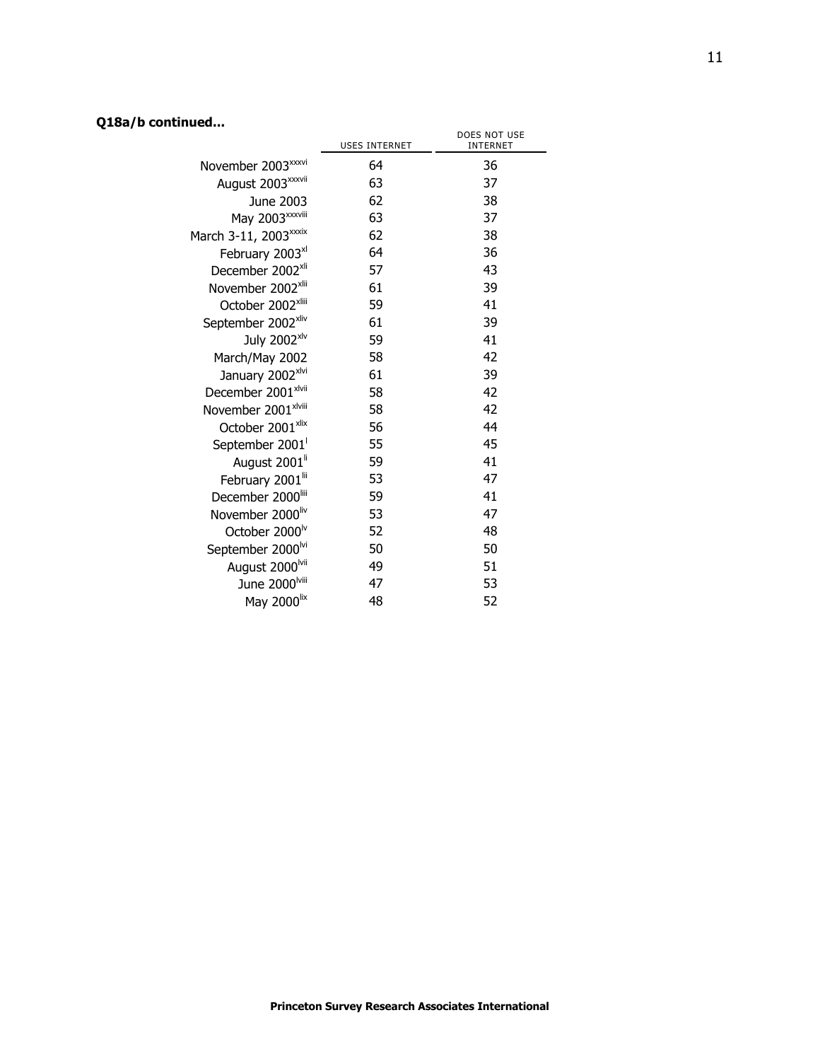**Q18a/b continued...**

| | USES INTERNET | DOES NOT USE INTERNET |
|---|---|---|
| November 2003[xxxvi] | 64 | 36 |
| August 2003[xxxvii] | 63 | 37 |
| June 2003 | 62 | 38 |
| May 2003[xxxviii] | 63 | 37 |
| March 3-11, 2003[xxxix] | 62 | 38 |
| February 2003[xl] | 64 | 36 |
| December 2002[xli] | 57 | 43 |
| November 2002[xlii] | 61 | 39 |
| October 2002[xliii] | 59 | 41 |
| September 2002[xliv] | 61 | 39 |
| July 2002[xlv] | 59 | 41 |
| March/May 2002 | 58 | 42 |
| January 2002[xlvi] | 61 | 39 |
| December 2001[xlvii] | 58 | 42 |
| November 2001[xlviii] | 58 | 42 |
| October 2001[xlix] | 56 | 44 |
| September 2001[l] | 55 | 45 |
| August 2001[li] | 59 | 41 |
| February 2001[lii] | 53 | 47 |
| December 2000[liii] | 59 | 41 |
| November 2000[liv] | 53 | 47 |
| October 2000[lv] | 52 | 48 |
| September 2000[lvi] | 50 | 50 |
| August 2000[lvii] | 49 | 51 |
| June 2000[lviii] | 47 | 53 |
| May 2000[lix] | 48 | 52 |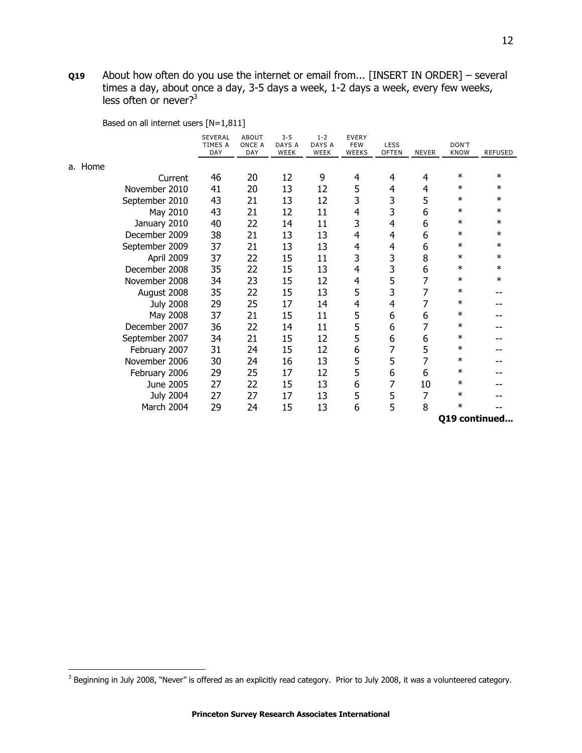**Q19** About how often do you use the internet or email from... [INSERT IN ORDER] – several times a day, about once a day, 3-5 days a week, 1-2 days a week, every few weeks, less often or never?[3]

Based on all internet users [N=1,811]

| | SEVERAL TIMES A DAY | ABOUT ONCE A DAY | 3-5 DAYS A WEEK | 1-2 DAYS A WEEK | EVERY FEW WEEKS | LESS OFTEN | NEVER | DON'T KNOW | REFUSED |
|---|---|---|---|---|---|---|---|---|---|
| a. Home | | | | | | | | | |
| Current | 46 | 20 | 12 | 9 | 4 | 4 | 4 | * | * |
| November 2010 | 41 | 20 | 13 | 12 | 5 | 4 | 4 | * | * |
| September 2010 | 43 | 21 | 13 | 12 | 3 | 3 | 5 | * | * |
| May 2010 | 43 | 21 | 12 | 11 | 4 | 3 | 6 | * | * |
| January 2010 | 40 | 22 | 14 | 11 | 3 | 4 | 6 | * | * |
| December 2009 | 38 | 21 | 13 | 13 | 4 | 4 | 6 | * | * |
| September 2009 | 37 | 21 | 13 | 13 | 4 | 4 | 6 | * | * |
| April 2009 | 37 | 22 | 15 | 11 | 3 | 3 | 8 | * | * |
| December 2008 | 35 | 22 | 15 | 13 | 4 | 3 | 6 | * | * |
| November 2008 | 34 | 23 | 15 | 12 | 4 | 5 | 7 | * | * |
| August 2008 | 35 | 22 | 15 | 13 | 5 | 3 | 7 | * | -- |
| July 2008 | 29 | 25 | 17 | 14 | 4 | 4 | 7 | * | -- |
| May 2008 | 37 | 21 | 15 | 11 | 5 | 6 | 6 | * | -- |
| December 2007 | 36 | 22 | 14 | 11 | 5 | 6 | 7 | * | -- |
| September 2007 | 34 | 21 | 15 | 12 | 5 | 6 | 6 | * | -- |
| February 2007 | 31 | 24 | 15 | 12 | 6 | 7 | 5 | * | -- |
| November 2006 | 30 | 24 | 16 | 13 | 5 | 5 | 7 | * | -- |
| February 2006 | 29 | 25 | 17 | 12 | 5 | 6 | 6 | * | -- |
| June 2005 | 27 | 22 | 15 | 13 | 6 | 7 | 10 | * | -- |
| July 2004 | 27 | 27 | 17 | 13 | 5 | 5 | 7 | * | -- |
| March 2004 | 29 | 24 | 15 | 13 | 6 | 5 | 8 | * | -- |

**Q19 continued...**

[3] Beginning in July 2008, "Never" is offered as an explicitly read category. Prior to July 2008, it was a volunteered category.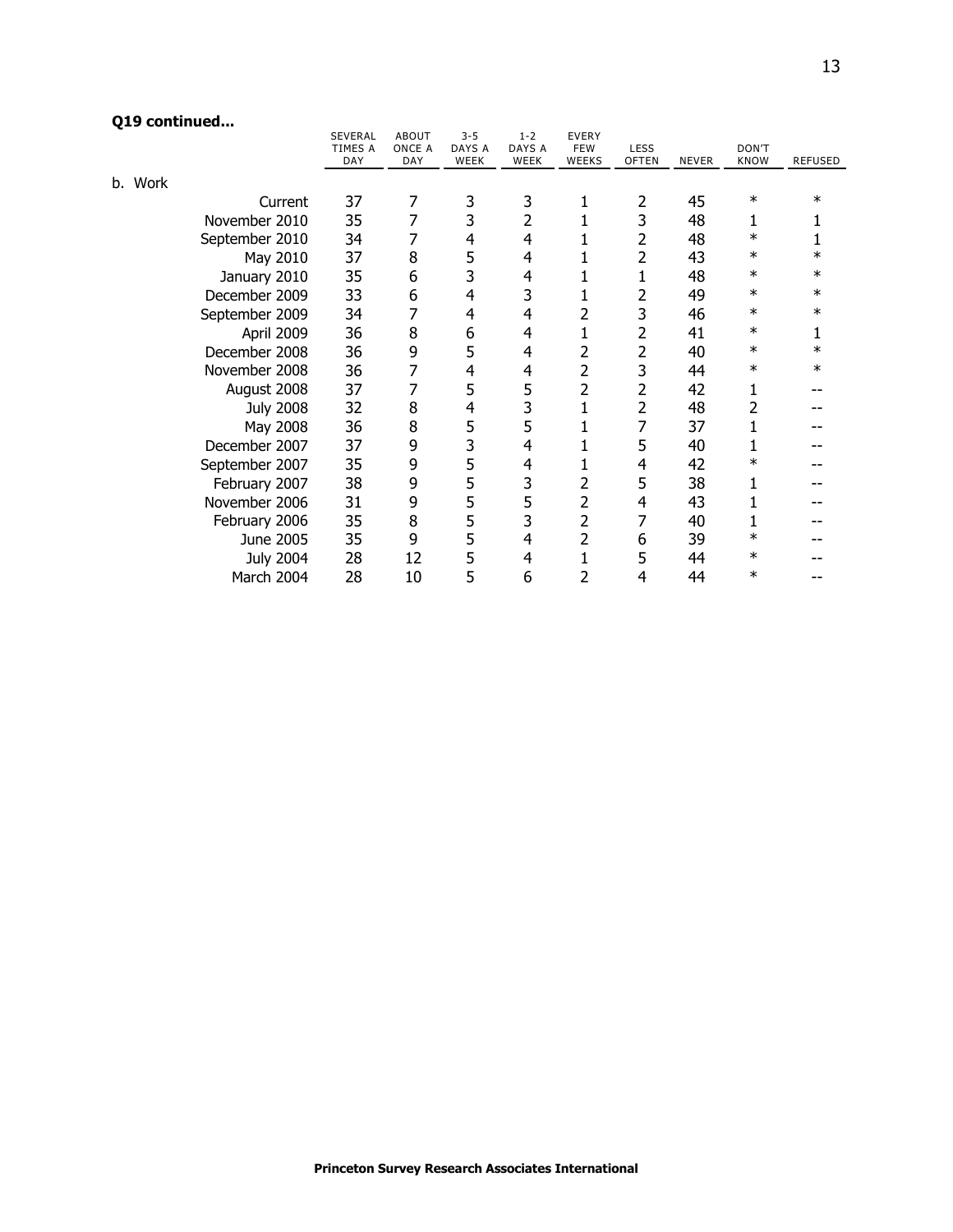**Q19 continued...**

| | SEVERAL TIMES A DAY | ABOUT ONCE A DAY | 3-5 DAYS A WEEK | 1-2 DAYS A WEEK | EVERY FEW WEEKS | LESS OFTEN | NEVER | DON'T KNOW | REFUSED |
|---|---|---|---|---|---|---|---|---|---|
| b. Work | | | | | | | | | |
| Current | 37 | 7 | 3 | 3 | 1 | 2 | 45 | * | * |
| November 2010 | 35 | 7 | 3 | 2 | 1 | 3 | 48 | 1 | 1 |
| September 2010 | 34 | 7 | 4 | 4 | 1 | 2 | 48 | * | 1 |
| May 2010 | 37 | 8 | 5 | 4 | 1 | 2 | 43 | * | * |
| January 2010 | 35 | 6 | 3 | 4 | 1 | 1 | 48 | * | * |
| December 2009 | 33 | 6 | 4 | 3 | 1 | 2 | 49 | * | * |
| September 2009 | 34 | 7 | 4 | 4 | 2 | 3 | 46 | * | * |
| April 2009 | 36 | 8 | 6 | 4 | 1 | 2 | 41 | * | 1 |
| December 2008 | 36 | 9 | 5 | 4 | 2 | 2 | 40 | * | * |
| November 2008 | 36 | 7 | 4 | 4 | 2 | 3 | 44 | * | * |
| August 2008 | 37 | 7 | 5 | 5 | 2 | 2 | 42 | 1 | -- |
| July 2008 | 32 | 8 | 4 | 3 | 1 | 2 | 48 | 2 | -- |
| May 2008 | 36 | 8 | 5 | 5 | 1 | 7 | 37 | 1 | -- |
| December 2007 | 37 | 9 | 3 | 4 | 1 | 5 | 40 | 1 | -- |
| September 2007 | 35 | 9 | 5 | 4 | 1 | 4 | 42 | * | -- |
| February 2007 | 38 | 9 | 5 | 3 | 2 | 5 | 38 | 1 | -- |
| November 2006 | 31 | 9 | 5 | 5 | 2 | 4 | 43 | 1 | -- |
| February 2006 | 35 | 8 | 5 | 3 | 2 | 7 | 40 | 1 | -- |
| June 2005 | 35 | 9 | 5 | 4 | 2 | 6 | 39 | * | -- |
| July 2004 | 28 | 12 | 5 | 4 | 1 | 5 | 44 | * | -- |
| March 2004 | 28 | 10 | 5 | 6 | 2 | 4 | 44 | * | -- |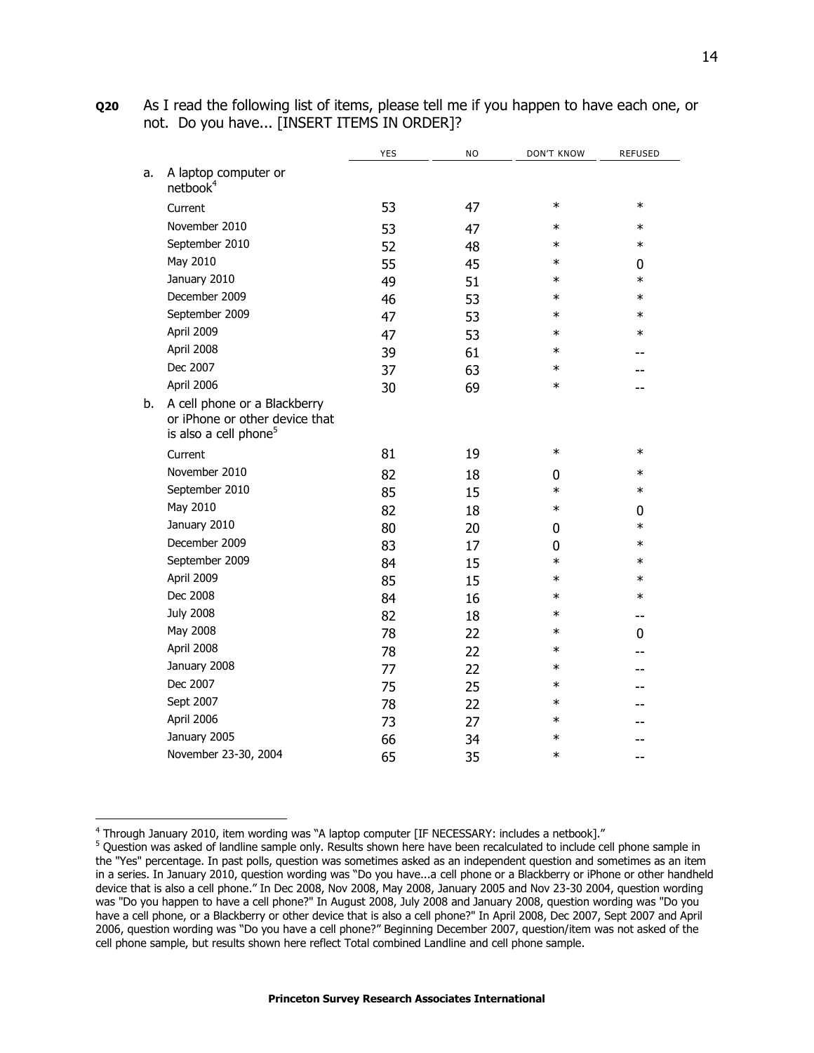**Q20** As I read the following list of items, please tell me if you happen to have each one, or not. Do you have... [INSERT ITEMS IN ORDER]?

| | | YES | NO | DON'T KNOW | REFUSED |
|---|---|---|---|---|---|
| a. | A laptop computer or netbook[4] | | | | |
| | Current | 53 | 47 | * | * |
| | November 2010 | 53 | 47 | * | * |
| | September 2010 | 52 | 48 | * | * |
| | May 2010 | 55 | 45 | * | 0 |
| | January 2010 | 49 | 51 | * | * |
| | December 2009 | 46 | 53 | * | * |
| | September 2009 | 47 | 53 | * | * |
| | April 2009 | 47 | 53 | * | * |
| | April 2008 | 39 | 61 | * | -- |
| | Dec 2007 | 37 | 63 | * | -- |
| | April 2006 | 30 | 69 | * | -- |
| b. | A cell phone or a Blackberry or iPhone or other device that is also a cell phone[5] | | | | |
| | Current | 81 | 19 | * | * |
| | November 2010 | 82 | 18 | 0 | * |
| | September 2010 | 85 | 15 | * | * |
| | May 2010 | 82 | 18 | * | 0 |
| | January 2010 | 80 | 20 | 0 | * |
| | December 2009 | 83 | 17 | 0 | * |
| | September 2009 | 84 | 15 | * | * |
| | April 2009 | 85 | 15 | * | * |
| | Dec 2008 | 84 | 16 | * | * |
| | July 2008 | 82 | 18 | * | -- |
| | May 2008 | 78 | 22 | * | 0 |
| | April 2008 | 78 | 22 | * | -- |
| | January 2008 | 77 | 22 | * | -- |
| | Dec 2007 | 75 | 25 | * | -- |
| | Sept 2007 | 78 | 22 | * | -- |
| | April 2006 | 73 | 27 | * | -- |
| | January 2005 | 66 | 34 | * | -- |
| | November 23-30, 2004 | 65 | 35 | * | -- |

[4] Through January 2010, item wording was "A laptop computer [IF NECESSARY: includes a netbook]."

[5] Question was asked of landline sample only. Results shown here have been recalculated to include cell phone sample in the "Yes" percentage. In past polls, question was sometimes asked as an independent question and sometimes as an item in a series. In January 2010, question wording was "Do you have...a cell phone or a Blackberry or iPhone or other handheld device that is also a cell phone." In Dec 2008, Nov 2008, May 2008, January 2005 and Nov 23-30 2004, question wording was "Do you happen to have a cell phone?" In August 2008, July 2008 and January 2008, question wording was "Do you have a cell phone, or a Blackberry or other device that is also a cell phone?" In April 2008, Dec 2007, Sept 2007 and April 2006, question wording was "Do you have a cell phone?" Beginning December 2007, question/item was not asked of the cell phone sample, but results shown here reflect Total combined Landline and cell phone sample.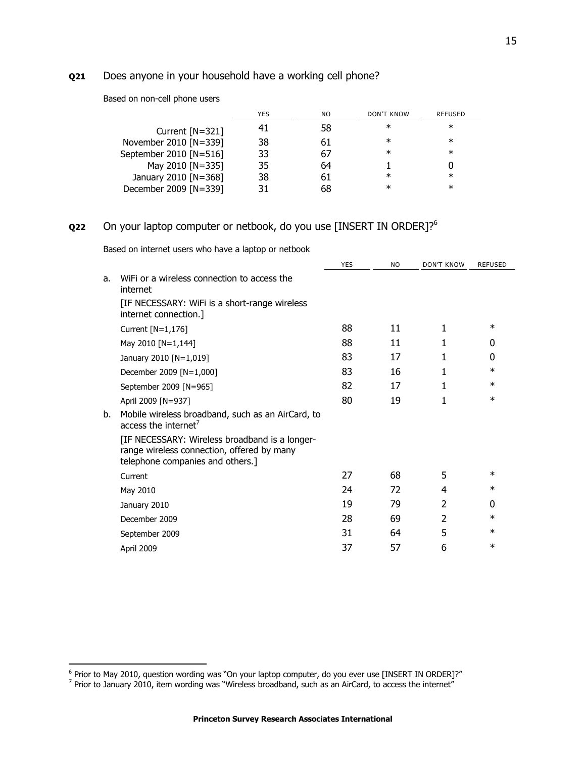**Q21** Does anyone in your household have a working cell phone?

Based on non-cell phone users

| | YES | NO | DON'T KNOW | REFUSED |
|---|---|---|---|---|
| Current [N=321] | 41 | 58 | * | * |
| November 2010 [N=339] | 38 | 61 | * | * |
| September 2010 [N=516] | 33 | 67 | * | * |
| May 2010 [N=335] | 35 | 64 | 1 | 0 |
| January 2010 [N=368] | 38 | 61 | * | * |
| December 2009 [N=339] | 31 | 68 | * | * |

**Q22** On your laptop computer or netbook, do you use [INSERT IN ORDER]?[6]

Based on internet users who have a laptop or netbook

| | YES | NO | DON'T KNOW | REFUSED |
|---|---|---|---|---|
| a. WiFi or a wireless connection to access the internet [IF NECESSARY: WiFi is a short-range wireless internet connection.] | | | | |
| Current [N=1,176] | 88 | 11 | 1 | * |
| May 2010 [N=1,144] | 88 | 11 | 1 | 0 |
| January 2010 [N=1,019] | 83 | 17 | 1 | 0 |
| December 2009 [N=1,000] | 83 | 16 | 1 | * |
| September 2009 [N=965] | 82 | 17 | 1 | * |
| April 2009 [N=937] | 80 | 19 | 1 | * |
| b. Mobile wireless broadband, such as an AirCard, to access the internet[7] [IF NECESSARY: Wireless broadband is a longer-range wireless connection, offered by many telephone companies and others.] | | | | |
| Current | 27 | 68 | 5 | * |
| May 2010 | 24 | 72 | 4 | * |
| January 2010 | 19 | 79 | 2 | 0 |
| December 2009 | 28 | 69 | 2 | * |
| September 2009 | 31 | 64 | 5 | * |
| April 2009 | 37 | 57 | 6 | * |

[6] Prior to May 2010, question wording was "On your laptop computer, do you ever use [INSERT IN ORDER]?"

[7] Prior to January 2010, item wording was "Wireless broadband, such as an AirCard, to access the internet"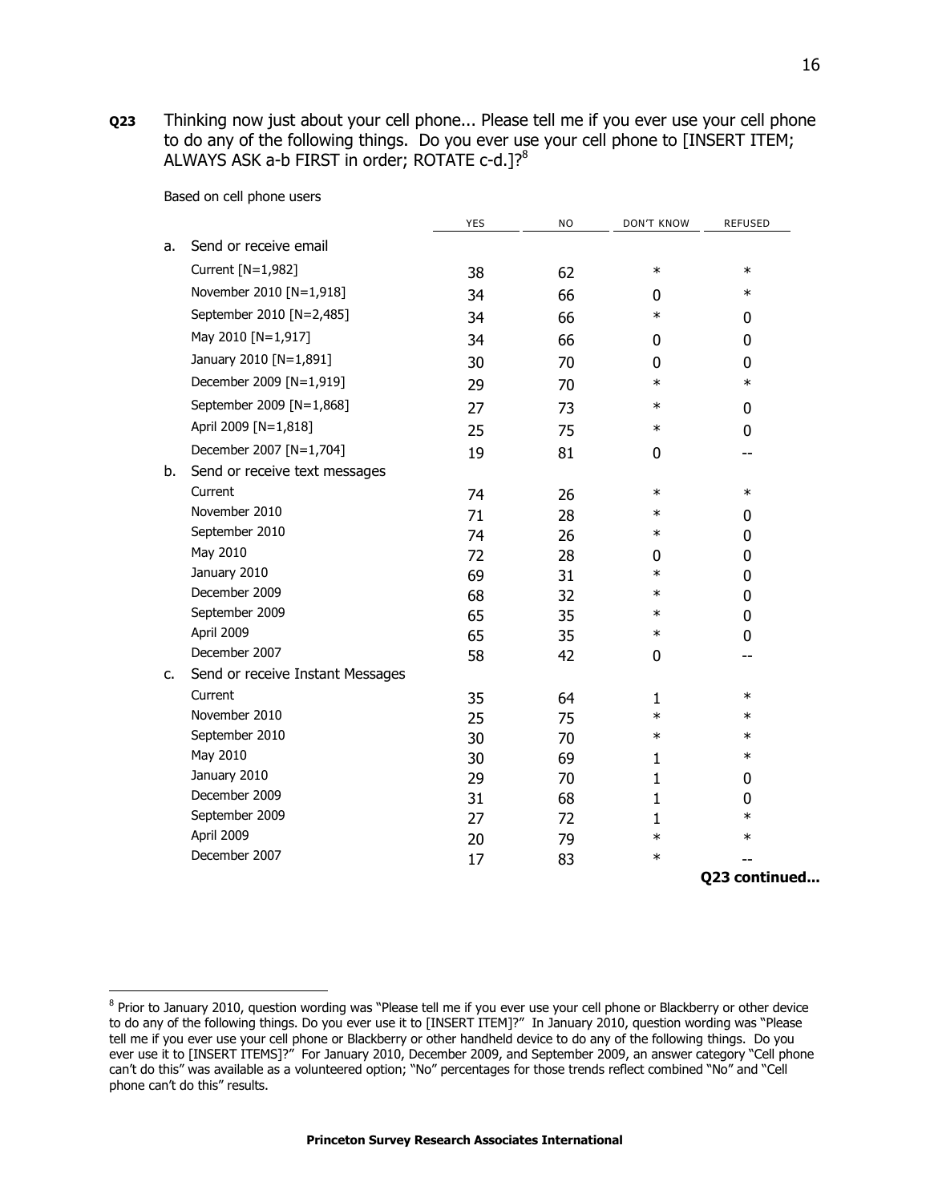**Q23** Thinking now just about your cell phone... Please tell me if you ever use your cell phone to do any of the following things. Do you ever use your cell phone to [INSERT ITEM; ALWAYS ASK a-b FIRST in order; ROTATE c-d.]?[8]

Based on cell phone users

| | YES | NO | DON'T KNOW | REFUSED |
|---|---|---|---|---|
| **a. Send or receive email** | | | | |
| Current [N=1,982] | 38 | 62 | * | * |
| November 2010 [N=1,918] | 34 | 66 | 0 | * |
| September 2010 [N=2,485] | 34 | 66 | * | 0 |
| May 2010 [N=1,917] | 34 | 66 | 0 | 0 |
| January 2010 [N=1,891] | 30 | 70 | 0 | 0 |
| December 2009 [N=1,919] | 29 | 70 | * | * |
| September 2009 [N=1,868] | 27 | 73 | * | 0 |
| April 2009 [N=1,818] | 25 | 75 | * | 0 |
| December 2007 [N=1,704] | 19 | 81 | 0 | -- |
| **b. Send or receive text messages** | | | | |
| Current | 74 | 26 | * | * |
| November 2010 | 71 | 28 | * | 0 |
| September 2010 | 74 | 26 | * | 0 |
| May 2010 | 72 | 28 | 0 | 0 |
| January 2010 | 69 | 31 | * | 0 |
| December 2009 | 68 | 32 | * | 0 |
| September 2009 | 65 | 35 | * | 0 |
| April 2009 | 65 | 35 | * | 0 |
| December 2007 | 58 | 42 | 0 | -- |
| **c. Send or receive Instant Messages** | | | | |
| Current | 35 | 64 | 1 | * |
| November 2010 | 25 | 75 | * | * |
| September 2010 | 30 | 70 | * | * |
| May 2010 | 30 | 69 | 1 | * |
| January 2010 | 29 | 70 | 1 | 0 |
| December 2009 | 31 | 68 | 1 | 0 |
| September 2009 | 27 | 72 | 1 | * |
| April 2009 | 20 | 79 | * | * |
| December 2007 | 17 | 83 | * | -- |

**Q23 continued...**

[8] Prior to January 2010, question wording was "Please tell me if you ever use your cell phone or Blackberry or other device to do any of the following things. Do you ever use it to [INSERT ITEM]?" In January 2010, question wording was "Please tell me if you ever use your cell phone or Blackberry or other handheld device to do any of the following things. Do you ever use it to [INSERT ITEMS]?" For January 2010, December 2009, and September 2009, an answer category "Cell phone can't do this" was available as a volunteered option; "No" percentages for those trends reflect combined "No" and "Cell phone can't do this" results.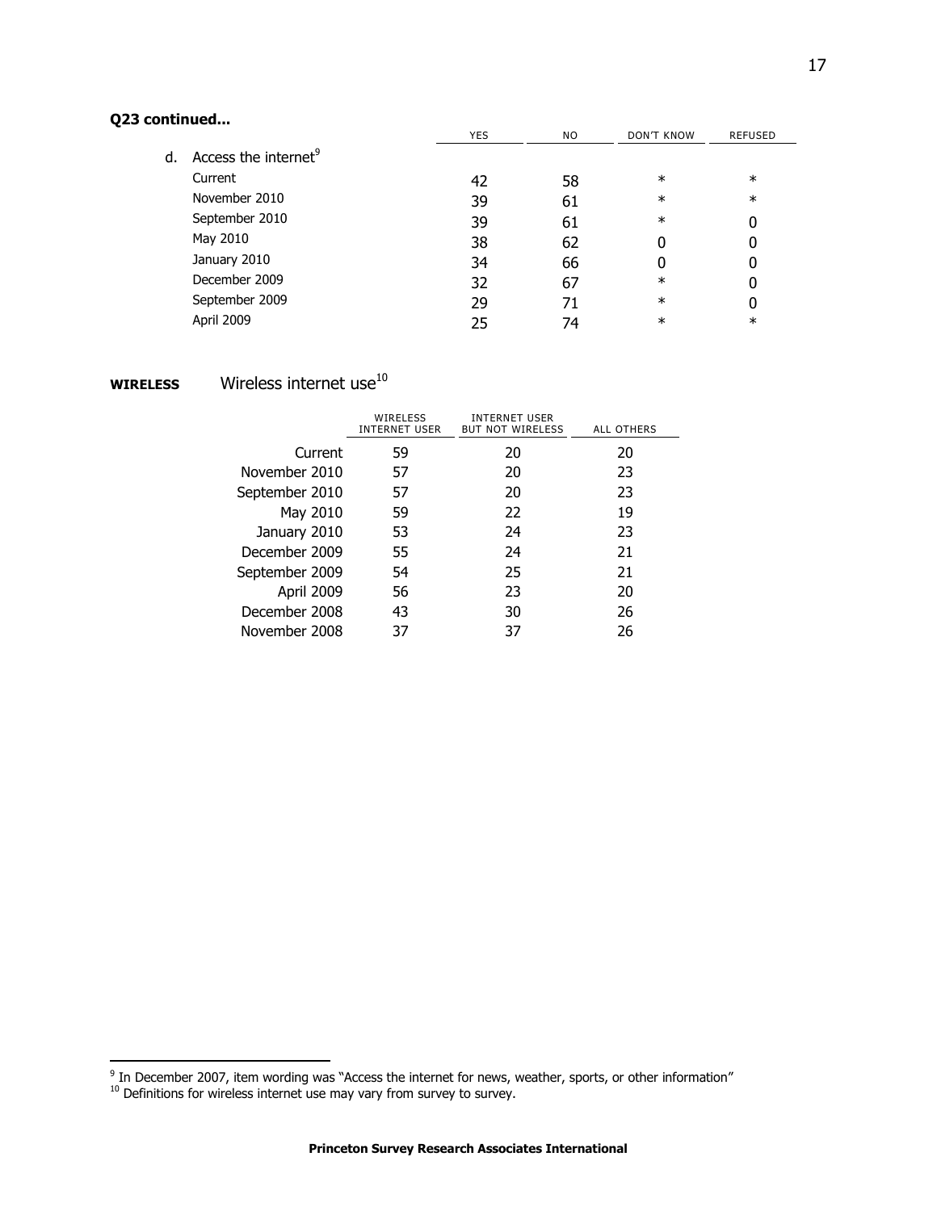**Q23 continued...**

| | YES | NO | DON'T KNOW | REFUSED |
|---|---|---|---|---|
| d. Access the internet[9] | | | | |
| Current | 42 | 58 | * | * |
| November 2010 | 39 | 61 | * | * |
| September 2010 | 39 | 61 | * | 0 |
| May 2010 | 38 | 62 | 0 | 0 |
| January 2010 | 34 | 66 | 0 | 0 |
| December 2009 | 32 | 67 | * | 0 |
| September 2009 | 29 | 71 | * | 0 |
| April 2009 | 25 | 74 | * | * |

**WIRELESS** Wireless internet use[10]

| | WIRELESS INTERNET USER | INTERNET USER BUT NOT WIRELESS | ALL OTHERS |
|---|---|---|---|
| Current | 59 | 20 | 20 |
| November 2010 | 57 | 20 | 23 |
| September 2010 | 57 | 20 | 23 |
| May 2010 | 59 | 22 | 19 |
| January 2010 | 53 | 24 | 23 |
| December 2009 | 55 | 24 | 21 |
| September 2009 | 54 | 25 | 21 |
| April 2009 | 56 | 23 | 20 |
| December 2008 | 43 | 30 | 26 |
| November 2008 | 37 | 37 | 26 |

[9] In December 2007, item wording was "Access the internet for news, weather, sports, or other information"
[10] Definitions for wireless internet use may vary from survey to survey.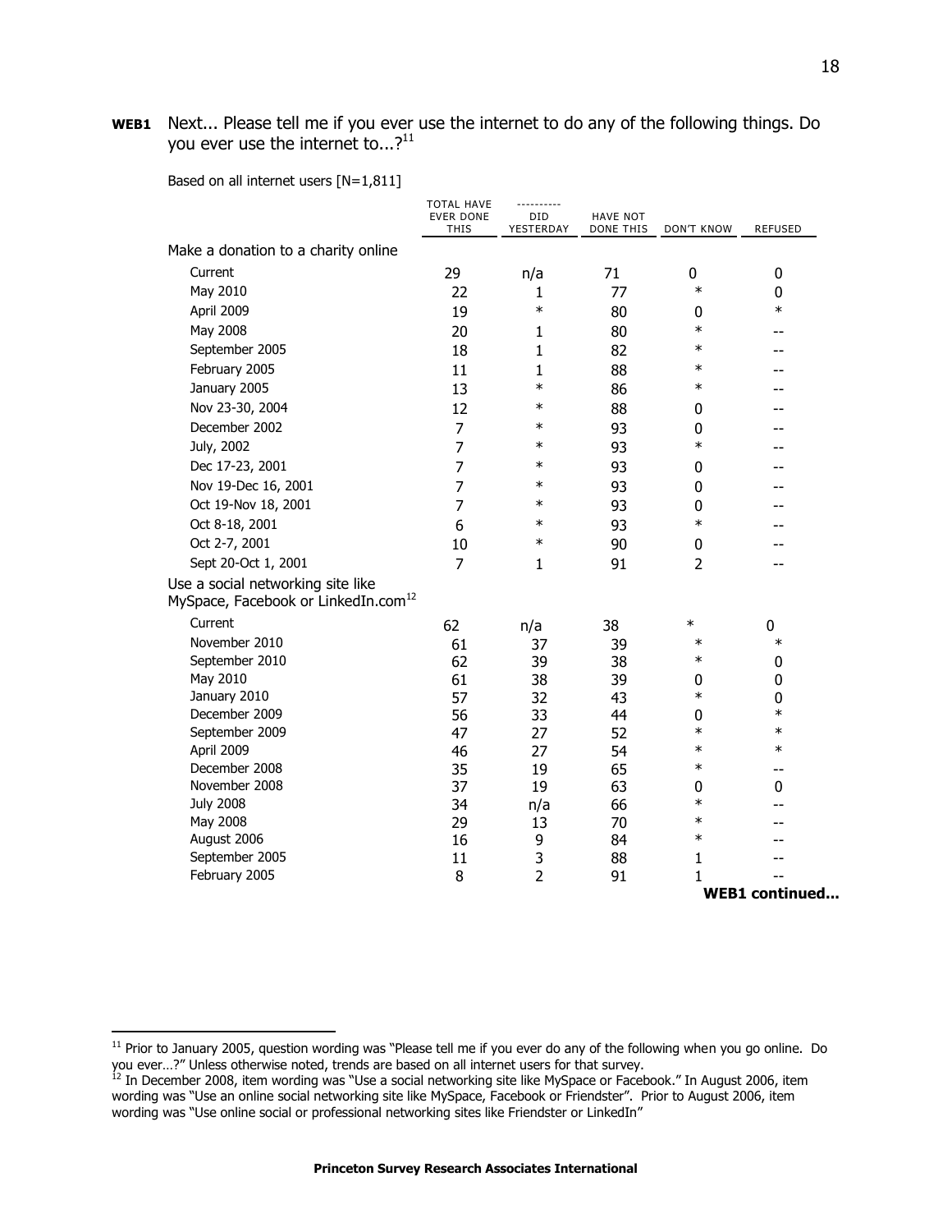**WEB1** Next... Please tell me if you ever use the internet to do any of the following things. Do you ever use the internet to...?[11]

Based on all internet users [N=1,811]

| | TOTAL HAVE EVER DONE THIS | ---------- DID YESTERDAY | HAVE NOT DONE THIS | DON'T KNOW | REFUSED |
|---|---|---|---|---|---|
| Make a donation to a charity online | | | | | |
| Current | 29 | n/a | 71 | 0 | 0 |
| May 2010 | 22 | 1 | 77 | * | 0 |
| April 2009 | 19 | * | 80 | 0 | * |
| May 2008 | 20 | 1 | 80 | * | -- |
| September 2005 | 18 | 1 | 82 | * | -- |
| February 2005 | 11 | 1 | 88 | * | -- |
| January 2005 | 13 | * | 86 | * | -- |
| Nov 23-30, 2004 | 12 | * | 88 | 0 | -- |
| December 2002 | 7 | * | 93 | 0 | -- |
| July, 2002 | 7 | * | 93 | * | -- |
| Dec 17-23, 2001 | 7 | * | 93 | 0 | -- |
| Nov 19-Dec 16, 2001 | 7 | * | 93 | 0 | -- |
| Oct 19-Nov 18, 2001 | 7 | * | 93 | 0 | -- |
| Oct 8-18, 2001 | 6 | * | 93 | * | -- |
| Oct 2-7, 2001 | 10 | * | 90 | 0 | -- |
| Sept 20-Oct 1, 2001 | 7 | 1 | 91 | 2 | -- |
| Use a social networking site like MySpace, Facebook or LinkedIn.com[12] | | | | | |
| Current | 62 | n/a | 38 | * | 0 |
| November 2010 | 61 | 37 | 39 | * | * |
| September 2010 | 62 | 39 | 38 | * | 0 |
| May 2010 | 61 | 38 | 39 | 0 | 0 |
| January 2010 | 57 | 32 | 43 | * | 0 |
| December 2009 | 56 | 33 | 44 | 0 | * |
| September 2009 | 47 | 27 | 52 | * | * |
| April 2009 | 46 | 27 | 54 | * | * |
| December 2008 | 35 | 19 | 65 | * | -- |
| November 2008 | 37 | 19 | 63 | 0 | 0 |
| July 2008 | 34 | n/a | 66 | * | -- |
| May 2008 | 29 | 13 | 70 | * | -- |
| August 2006 | 16 | 9 | 84 | * | -- |
| September 2005 | 11 | 3 | 88 | 1 | -- |
| February 2005 | 8 | 2 | 91 | 1 | -- |

**WEB1 continued...**

[11] Prior to January 2005, question wording was "Please tell me if you ever do any of the following when you go online. Do you ever…?" Unless otherwise noted, trends are based on all internet users for that survey.

[12] In December 2008, item wording was "Use a social networking site like MySpace or Facebook." In August 2006, item wording was "Use an online social networking site like MySpace, Facebook or Friendster". Prior to August 2006, item wording was "Use online social or professional networking sites like Friendster or LinkedIn"

**Princeton Survey Research Associates International**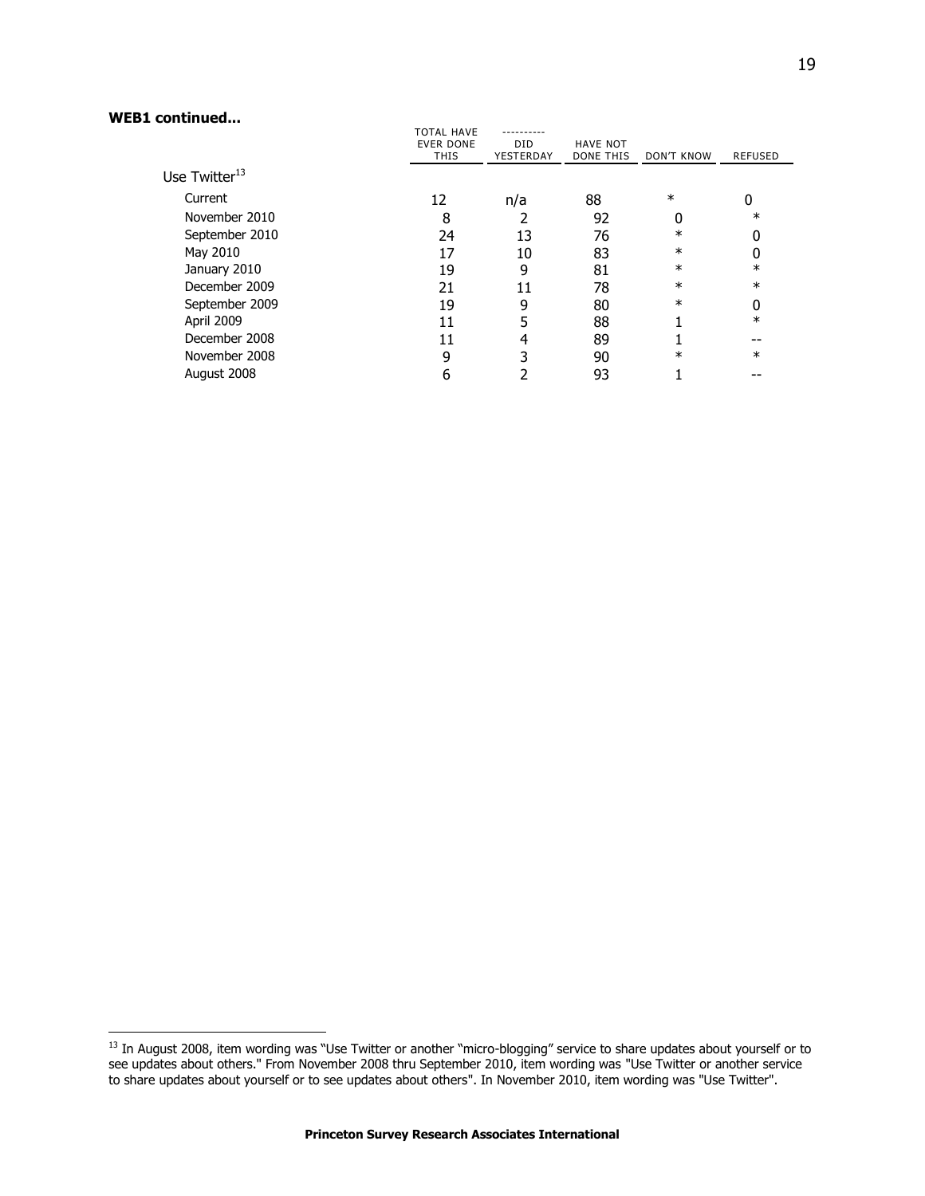**WEB1 continued...**

| | TOTAL HAVE EVER DONE THIS | ---------- DID YESTERDAY | HAVE NOT DONE THIS | DON'T KNOW | REFUSED |
|---|---|---|---|---|---|
| Use Twitter[13] | | | | | |
| Current | 12 | n/a | 88 | * | 0 |
| November 2010 | 8 | 2 | 92 | 0 | * |
| September 2010 | 24 | 13 | 76 | * | 0 |
| May 2010 | 17 | 10 | 83 | * | 0 |
| January 2010 | 19 | 9 | 81 | * | * |
| December 2009 | 21 | 11 | 78 | * | * |
| September 2009 | 19 | 9 | 80 | * | 0 |
| April 2009 | 11 | 5 | 88 | 1 | * |
| December 2008 | 11 | 4 | 89 | 1 | -- |
| November 2008 | 9 | 3 | 90 | * | * |
| August 2008 | 6 | 2 | 93 | 1 | -- |

[13] In August 2008, item wording was "Use Twitter or another "micro-blogging" service to share updates about yourself or to see updates about others." From November 2008 thru September 2010, item wording was "Use Twitter or another service to share updates about yourself or to see updates about others". In November 2010, item wording was "Use Twitter".

**Princeton Survey Research Associates International**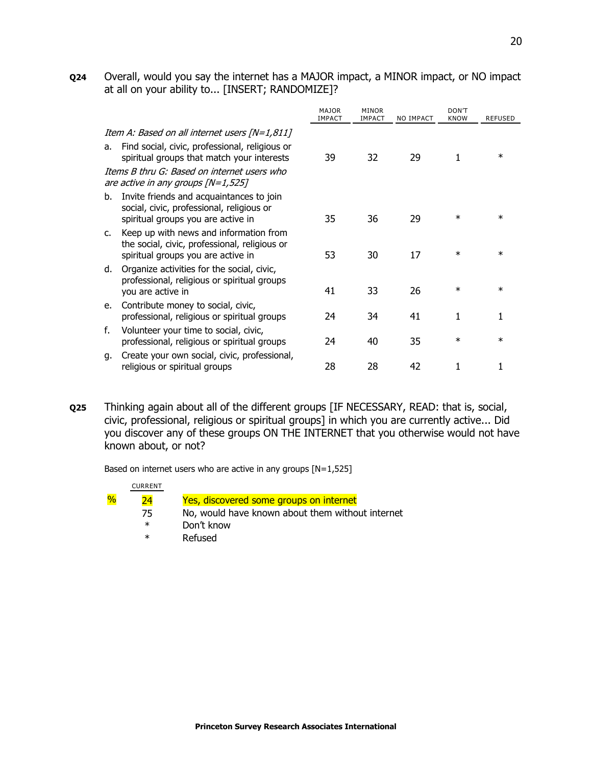**Q24** Overall, would you say the internet has a MAJOR impact, a MINOR impact, or NO impact at all on your ability to... [INSERT; RANDOMIZE]?

| | MAJOR IMPACT | MINOR IMPACT | NO IMPACT | DON'T KNOW | REFUSED |
|---|---|---|---|---|---|
| *Item A: Based on all internet users [N=1,811]* | | | | | |
| a. Find social, civic, professional, religious or spiritual groups that match your interests | 39 | 32 | 29 | 1 | * |
| *Items B thru G: Based on internet users who are active in any groups [N=1,525]* | | | | | |
| b. Invite friends and acquaintances to join social, civic, professional, religious or spiritual groups you are active in | 35 | 36 | 29 | * | * |
| c. Keep up with news and information from the social, civic, professional, religious or spiritual groups you are active in | 53 | 30 | 17 | * | * |
| d. Organize activities for the social, civic, professional, religious or spiritual groups you are active in | 41 | 33 | 26 | * | * |
| e. Contribute money to social, civic, professional, religious or spiritual groups | 24 | 34 | 41 | 1 | 1 |
| f. Volunteer your time to social, civic, professional, religious or spiritual groups | 24 | 40 | 35 | * | * |
| g. Create your own social, civic, professional, religious or spiritual groups | 28 | 28 | 42 | 1 | 1 |

**Q25** Thinking again about all of the different groups [IF NECESSARY, READ: that is, social, civic, professional, religious or spiritual groups] in which you are currently active... Did you discover any of these groups ON THE INTERNET that you otherwise would not have known about, or not?

Based on internet users who are active in any groups [N=1,525]

| | CURRENT | |
|---|---|---|
| % | 24 | Yes, discovered some groups on internet |
| | 75 | No, would have known about them without internet |
| | * | Don't know |
| | * | Refused |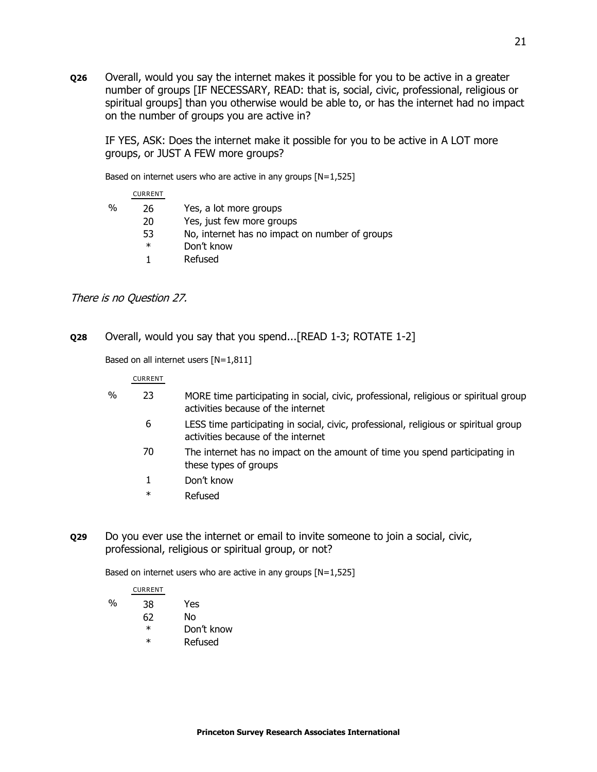**Q26** Overall, would you say the internet makes it possible for you to be active in a greater number of groups [IF NECESSARY, READ: that is, social, civic, professional, religious or spiritual groups] than you otherwise would be able to, or has the internet had no impact on the number of groups you are active in?

IF YES, ASK: Does the internet make it possible for you to be active in A LOT more groups, or JUST A FEW more groups?

Based on internet users who are active in any groups [N=1,525]

| | CURRENT | |
|---|---|---|
| % | 26 | Yes, a lot more groups |
| | 20 | Yes, just few more groups |
| | 53 | No, internet has no impact on number of groups |
| | * | Don't know |
| | 1 | Refused |

*There is no Question 27.*

**Q28** Overall, would you say that you spend...[READ 1-3; ROTATE 1-2]

Based on all internet users [N=1,811]

| | CURRENT | |
|---|---|---|
| % | 23 | MORE time participating in social, civic, professional, religious or spiritual group activities because of the internet |
| | 6 | LESS time participating in social, civic, professional, religious or spiritual group activities because of the internet |
| | 70 | The internet has no impact on the amount of time you spend participating in these types of groups |
| | 1 | Don't know |
| | * | Refused |

**Q29** Do you ever use the internet or email to invite someone to join a social, civic, professional, religious or spiritual group, or not?

Based on internet users who are active in any groups [N=1,525]

| | CURRENT | |
|---|---|---|
| % | 38 | Yes |
| | 62 | No |
| | * | Don't know |
| | * | Refused |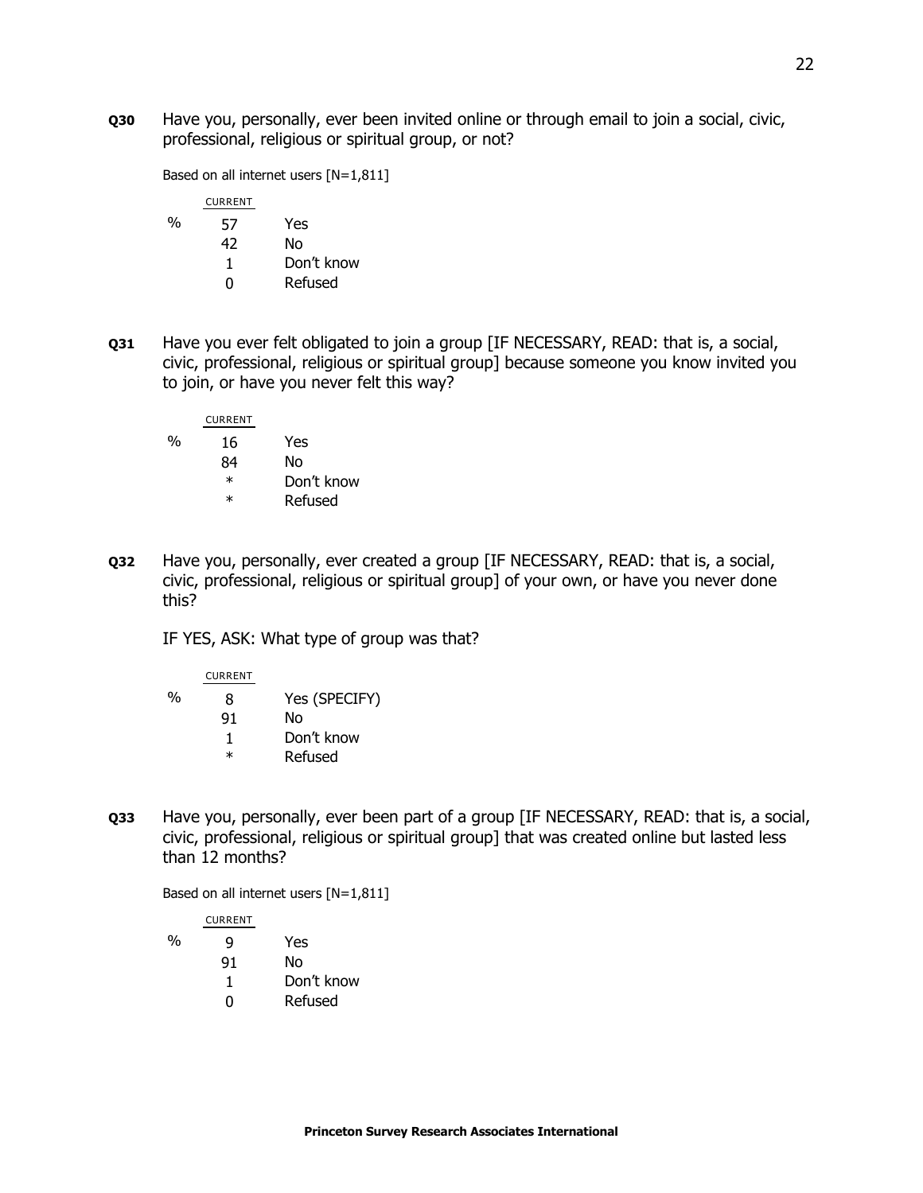**Q30** Have you, personally, ever been invited online or through email to join a social, civic, professional, religious or spiritual group, or not?

Based on all internet users [N=1,811]

| | CURRENT | |
|---|---|---|
| % | 57 | Yes |
| | 42 | No |
| | 1 | Don't know |
| | 0 | Refused |

**Q31** Have you ever felt obligated to join a group [IF NECESSARY, READ: that is, a social, civic, professional, religious or spiritual group] because someone you know invited you to join, or have you never felt this way?

| | CURRENT | |
|---|---|---|
| % | 16 | Yes |
| | 84 | No |
| | * | Don't know |
| | * | Refused |

**Q32** Have you, personally, ever created a group [IF NECESSARY, READ: that is, a social, civic, professional, religious or spiritual group] of your own, or have you never done this?

IF YES, ASK: What type of group was that?

| | CURRENT | |
|---|---|---|
| % | 8 | Yes (SPECIFY) |
| | 91 | No |
| | 1 | Don't know |
| | * | Refused |

**Q33** Have you, personally, ever been part of a group [IF NECESSARY, READ: that is, a social, civic, professional, religious or spiritual group] that was created online but lasted less than 12 months?

Based on all internet users [N=1,811]

| | CURRENT | |
|---|---|---|
| % | 9 | Yes |
| | 91 | No |
| | 1 | Don't know |
| | 0 | Refused |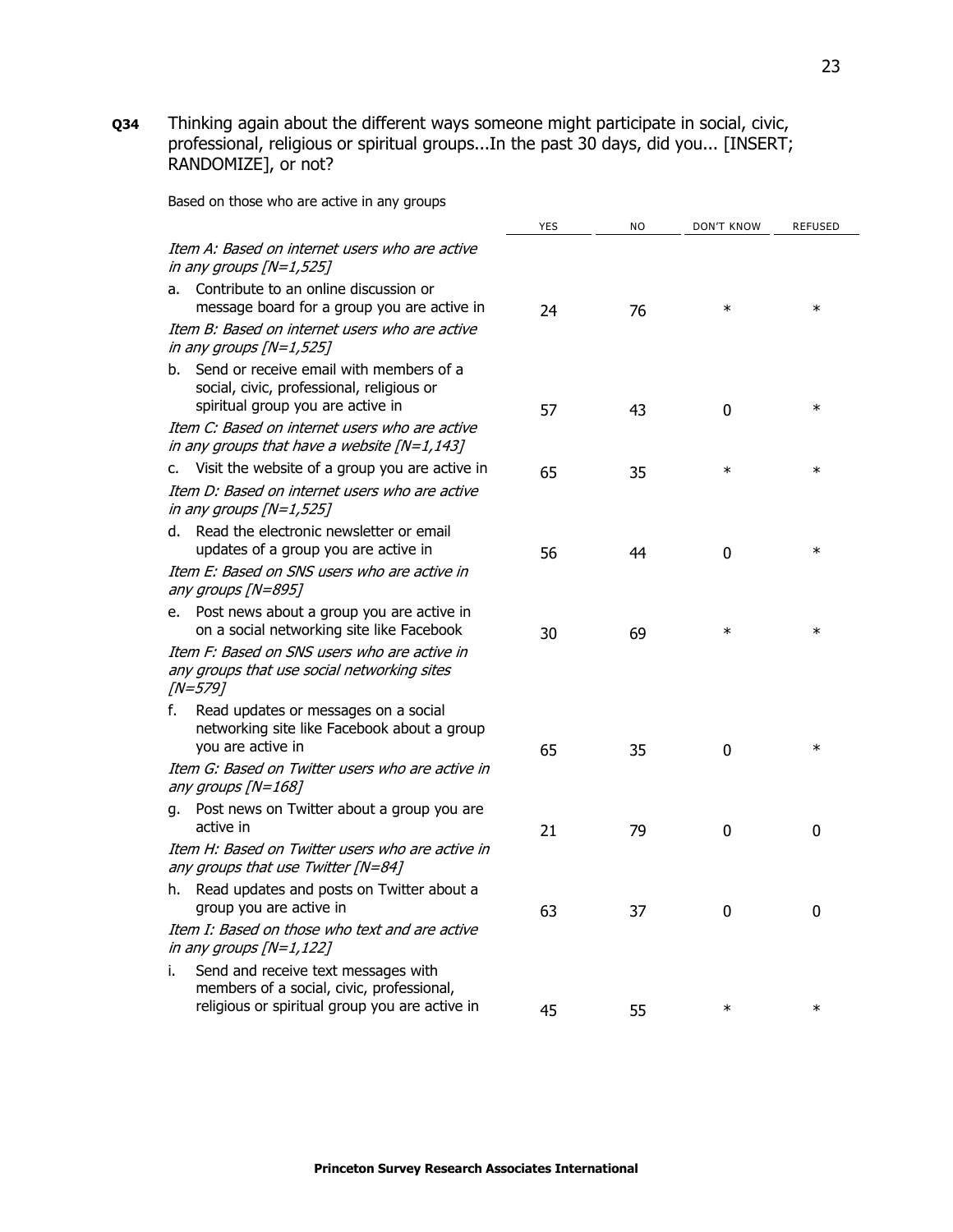**Q34** Thinking again about the different ways someone might participate in social, civic, professional, religious or spiritual groups...In the past 30 days, did you... [INSERT; RANDOMIZE], or not?

Based on those who are active in any groups

| | YES | NO | DON'T KNOW | REFUSED |
|---|---|---|---|---|
| *Item A: Based on internet users who are active in any groups [N=1,525]* | | | | |
| a. Contribute to an online discussion or message board for a group you are active in | 24 | 76 | * | * |
| *Item B: Based on internet users who are active in any groups [N=1,525]* | | | | |
| b. Send or receive email with members of a social, civic, professional, religious or spiritual group you are active in | 57 | 43 | 0 | * |
| *Item C: Based on internet users who are active in any groups that have a website [N=1,143]* | | | | |
| c. Visit the website of a group you are active in | 65 | 35 | * | * |
| *Item D: Based on internet users who are active in any groups [N=1,525]* | | | | |
| d. Read the electronic newsletter or email updates of a group you are active in | 56 | 44 | 0 | * |
| *Item E: Based on SNS users who are active in any groups [N=895]* | | | | |
| e. Post news about a group you are active in on a social networking site like Facebook | 30 | 69 | * | * |
| *Item F: Based on SNS users who are active in any groups that use social networking sites [N=579]* | | | | |
| f. Read updates or messages on a social networking site like Facebook about a group you are active in | 65 | 35 | 0 | * |
| *Item G: Based on Twitter users who are active in any groups [N=168]* | | | | |
| g. Post news on Twitter about a group you are active in | 21 | 79 | 0 | 0 |
| *Item H: Based on Twitter users who are active in any groups that use Twitter [N=84]* | | | | |
| h. Read updates and posts on Twitter about a group you are active in | 63 | 37 | 0 | 0 |
| *Item I: Based on those who text and are active in any groups [N=1,122]* | | | | |
| i. Send and receive text messages with members of a social, civic, professional, religious or spiritual group you are active in | 45 | 55 | * | * |

**Princeton Survey Research Associates International**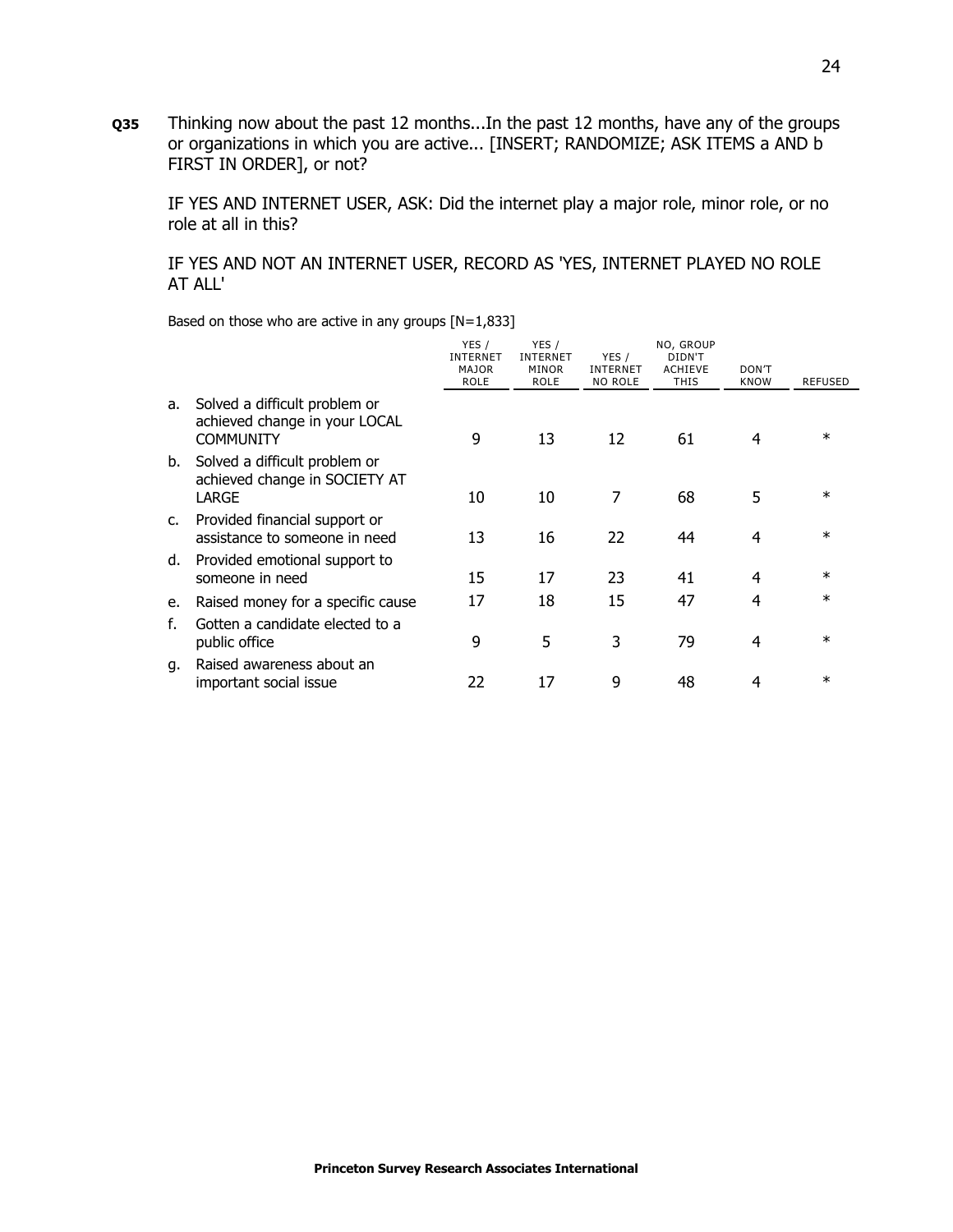**Q35** Thinking now about the past 12 months...In the past 12 months, have any of the groups or organizations in which you are active... [INSERT; RANDOMIZE; ASK ITEMS a AND b FIRST IN ORDER], or not?

IF YES AND INTERNET USER, ASK: Did the internet play a major role, minor role, or no role at all in this?

IF YES AND NOT AN INTERNET USER, RECORD AS 'YES, INTERNET PLAYED NO ROLE AT ALL'

Based on those who are active in any groups [N=1,833]

| | | YES / INTERNET MAJOR ROLE | YES / INTERNET MINOR ROLE | YES / INTERNET NO ROLE | NO, GROUP DIDN'T ACHIEVE THIS | DON'T KNOW | REFUSED |
|---|---|---|---|---|---|---|---|
| a. | Solved a difficult problem or achieved change in your LOCAL COMMUNITY | 9 | 13 | 12 | 61 | 4 | * |
| b. | Solved a difficult problem or achieved change in SOCIETY AT LARGE | 10 | 10 | 7 | 68 | 5 | * |
| c. | Provided financial support or assistance to someone in need | 13 | 16 | 22 | 44 | 4 | * |
| d. | Provided emotional support to someone in need | 15 | 17 | 23 | 41 | 4 | * |
| e. | Raised money for a specific cause | 17 | 18 | 15 | 47 | 4 | * |
| f. | Gotten a candidate elected to a public office | 9 | 5 | 3 | 79 | 4 | * |
| g. | Raised awareness about an important social issue | 22 | 17 | 9 | 48 | 4 | * |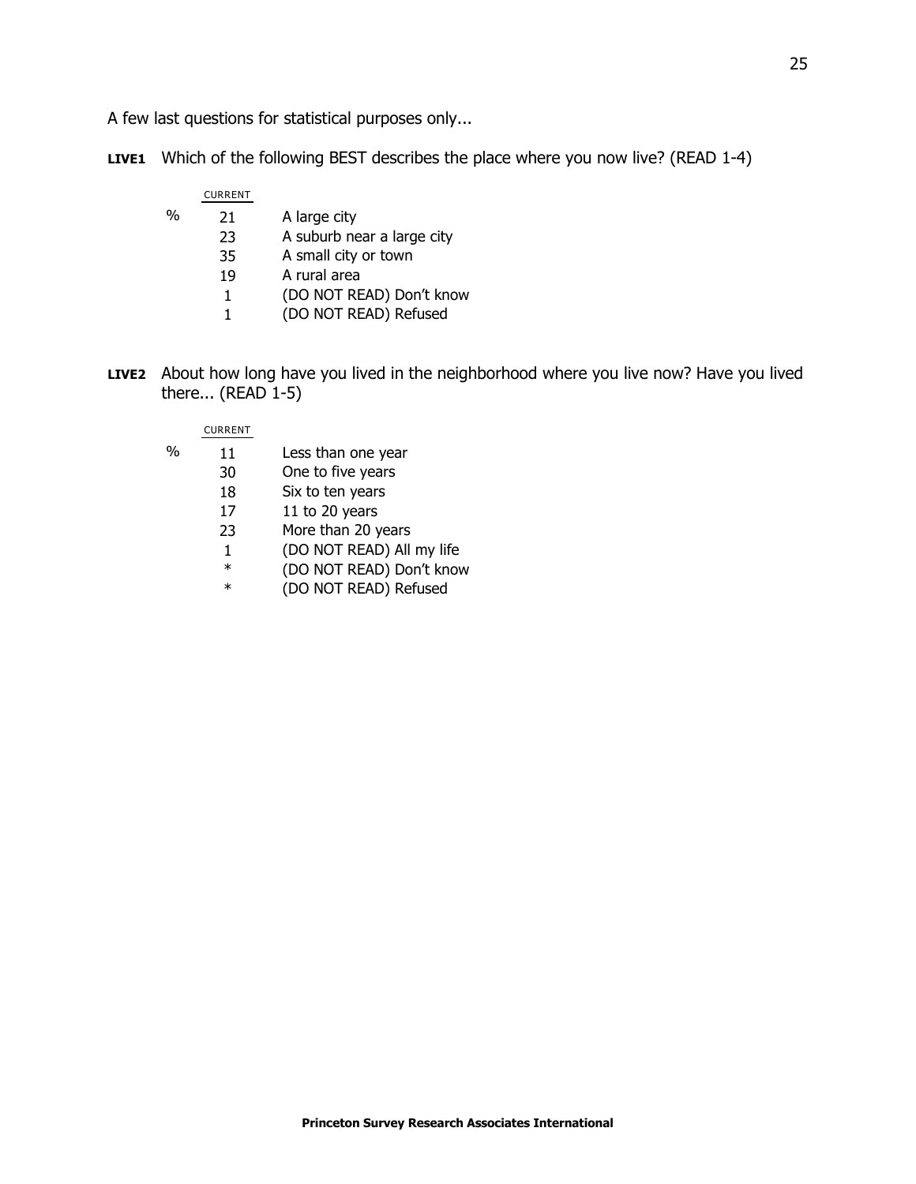A few last questions for statistical purposes only...

**LIVE1** Which of the following BEST describes the place where you now live? (READ 1-4)

| | CURRENT | |
|---|---|---|
| % | 21 | A large city |
| | 23 | A suburb near a large city |
| | 35 | A small city or town |
| | 19 | A rural area |
| | 1 | (DO NOT READ) Don't know |
| | 1 | (DO NOT READ) Refused |

**LIVE2** About how long have you lived in the neighborhood where you live now? Have you lived there... (READ 1-5)

| | CURRENT | |
|---|---|---|
| % | 11 | Less than one year |
| | 30 | One to five years |
| | 18 | Six to ten years |
| | 17 | 11 to 20 years |
| | 23 | More than 20 years |
| | 1 | (DO NOT READ) All my life |
| | * | (DO NOT READ) Don't know |
| | * | (DO NOT READ) Refused |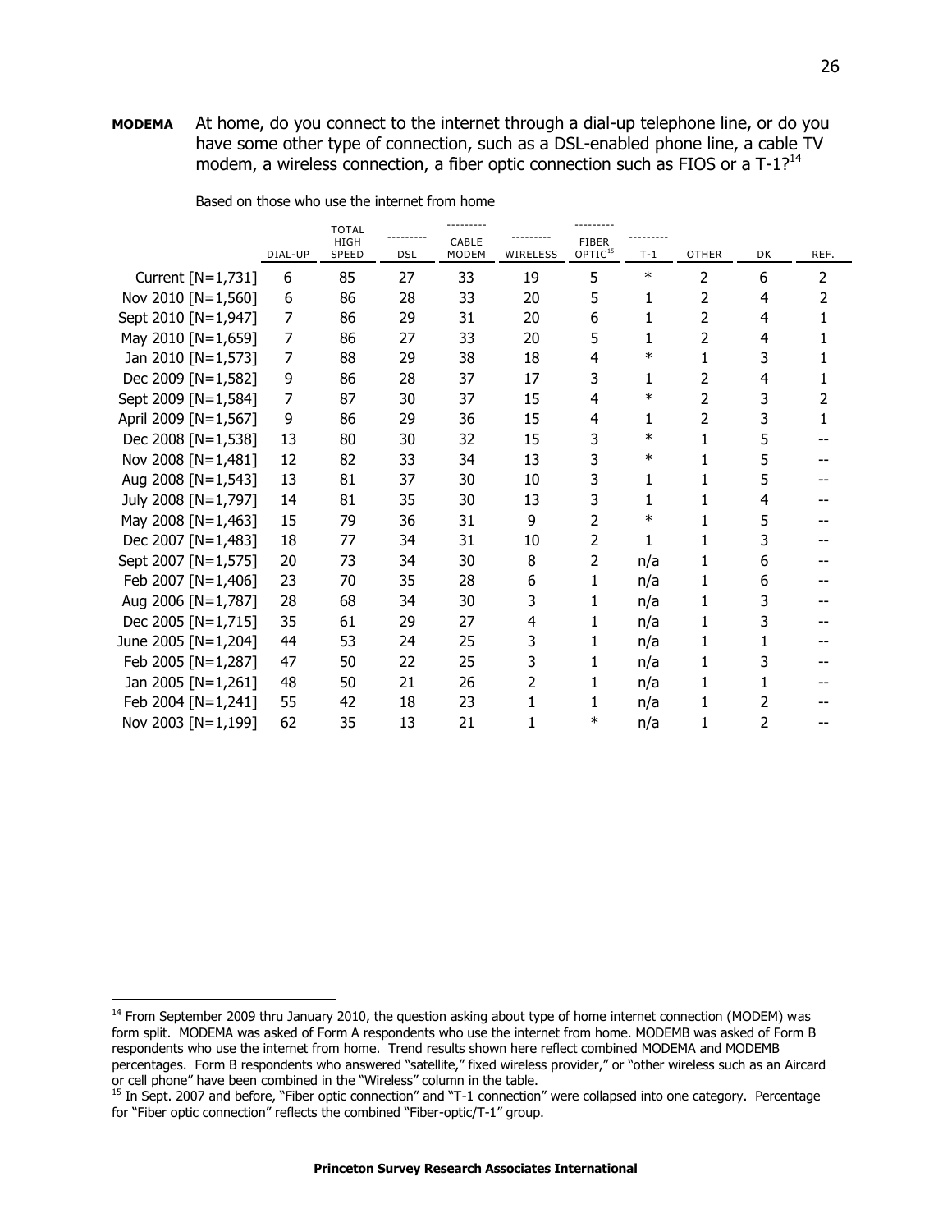**MODEMA** At home, do you connect to the internet through a dial-up telephone line, or do you have some other type of connection, such as a DSL-enabled phone line, a cable TV modem, a wireless connection, a fiber optic connection such as FIOS or a T-1?[14]

Based on those who use the internet from home

| | DIAL-UP | TOTAL HIGH SPEED | DSL | CABLE MODEM | WIRELESS | FIBER OPTIC[15] | T-1 | OTHER | DK | REF. |
|---|---|---|---|---|---|---|---|---|---|---|
| Current [N=1,731] | 6 | 85 | 27 | 33 | 19 | 5 | * | 2 | 6 | 2 |
| Nov 2010 [N=1,560] | 6 | 86 | 28 | 33 | 20 | 5 | 1 | 2 | 4 | 2 |
| Sept 2010 [N=1,947] | 7 | 86 | 29 | 31 | 20 | 6 | 1 | 2 | 4 | 1 |
| May 2010 [N=1,659] | 7 | 86 | 27 | 33 | 20 | 5 | 1 | 2 | 4 | 1 |
| Jan 2010 [N=1,573] | 7 | 88 | 29 | 38 | 18 | 4 | * | 1 | 3 | 1 |
| Dec 2009 [N=1,582] | 9 | 86 | 28 | 37 | 17 | 3 | 1 | 2 | 4 | 1 |
| Sept 2009 [N=1,584] | 7 | 87 | 30 | 37 | 15 | 4 | * | 2 | 3 | 2 |
| April 2009 [N=1,567] | 9 | 86 | 29 | 36 | 15 | 4 | 1 | 2 | 3 | 1 |
| Dec 2008 [N=1,538] | 13 | 80 | 30 | 32 | 15 | 3 | * | 1 | 5 | -- |
| Nov 2008 [N=1,481] | 12 | 82 | 33 | 34 | 13 | 3 | * | 1 | 5 | -- |
| Aug 2008 [N=1,543] | 13 | 81 | 37 | 30 | 10 | 3 | 1 | 1 | 5 | -- |
| July 2008 [N=1,797] | 14 | 81 | 35 | 30 | 13 | 3 | 1 | 1 | 4 | -- |
| May 2008 [N=1,463] | 15 | 79 | 36 | 31 | 9 | 2 | * | 1 | 5 | -- |
| Dec 2007 [N=1,483] | 18 | 77 | 34 | 31 | 10 | 2 | 1 | 1 | 3 | -- |
| Sept 2007 [N=1,575] | 20 | 73 | 34 | 30 | 8 | 2 | n/a | 1 | 6 | -- |
| Feb 2007 [N=1,406] | 23 | 70 | 35 | 28 | 6 | 1 | n/a | 1 | 6 | -- |
| Aug 2006 [N=1,787] | 28 | 68 | 34 | 30 | 3 | 1 | n/a | 1 | 3 | -- |
| Dec 2005 [N=1,715] | 35 | 61 | 29 | 27 | 4 | 1 | n/a | 1 | 3 | -- |
| June 2005 [N=1,204] | 44 | 53 | 24 | 25 | 3 | 1 | n/a | 1 | 1 | -- |
| Feb 2005 [N=1,287] | 47 | 50 | 22 | 25 | 3 | 1 | n/a | 1 | 3 | -- |
| Jan 2005 [N=1,261] | 48 | 50 | 21 | 26 | 2 | 1 | n/a | 1 | 1 | -- |
| Feb 2004 [N=1,241] | 55 | 42 | 18 | 23 | 1 | 1 | n/a | 1 | 2 | -- |
| Nov 2003 [N=1,199] | 62 | 35 | 13 | 21 | 1 | * | n/a | 1 | 2 | -- |

[14] From September 2009 thru January 2010, the question asking about type of home internet connection (MODEM) was form split. MODEMA was asked of Form A respondents who use the internet from home. MODEMB was asked of Form B respondents who use the internet from home. Trend results shown here reflect combined MODEMA and MODEMB percentages. Form B respondents who answered "satellite," fixed wireless provider," or "other wireless such as an Aircard or cell phone" have been combined in the "Wireless" column in the table.

[15] In Sept. 2007 and before, "Fiber optic connection" and "T-1 connection" were collapsed into one category. Percentage for "Fiber optic connection" reflects the combined "Fiber-optic/T-1" group.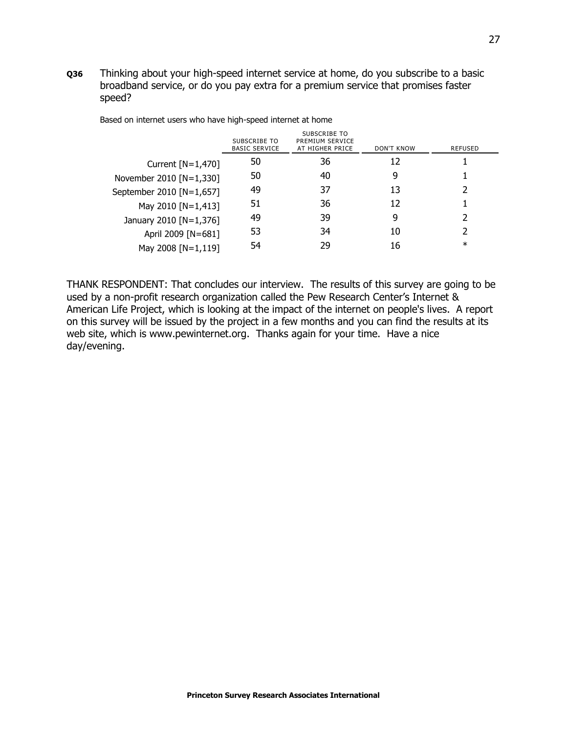**Q36** Thinking about your high-speed internet service at home, do you subscribe to a basic broadband service, or do you pay extra for a premium service that promises faster speed?

Based on internet users who have high-speed internet at home

| | SUBSCRIBE TO BASIC SERVICE | SUBSCRIBE TO PREMIUM SERVICE AT HIGHER PRICE | DON'T KNOW | REFUSED |
|---|---|---|---|---|
| Current [N=1,470] | 50 | 36 | 12 | 1 |
| November 2010 [N=1,330] | 50 | 40 | 9 | 1 |
| September 2010 [N=1,657] | 49 | 37 | 13 | 2 |
| May 2010 [N=1,413] | 51 | 36 | 12 | 1 |
| January 2010 [N=1,376] | 49 | 39 | 9 | 2 |
| April 2009 [N=681] | 53 | 34 | 10 | 2 |
| May 2008 [N=1,119] | 54 | 29 | 16 | * |

THANK RESPONDENT: That concludes our interview. The results of this survey are going to be used by a non-profit research organization called the Pew Research Center's Internet & American Life Project, which is looking at the impact of the internet on people's lives. A report on this survey will be issued by the project in a few months and you can find the results at its web site, which is www.pewinternet.org. Thanks again for your time. Have a nice day/evening.

**Princeton Survey Research Associates International**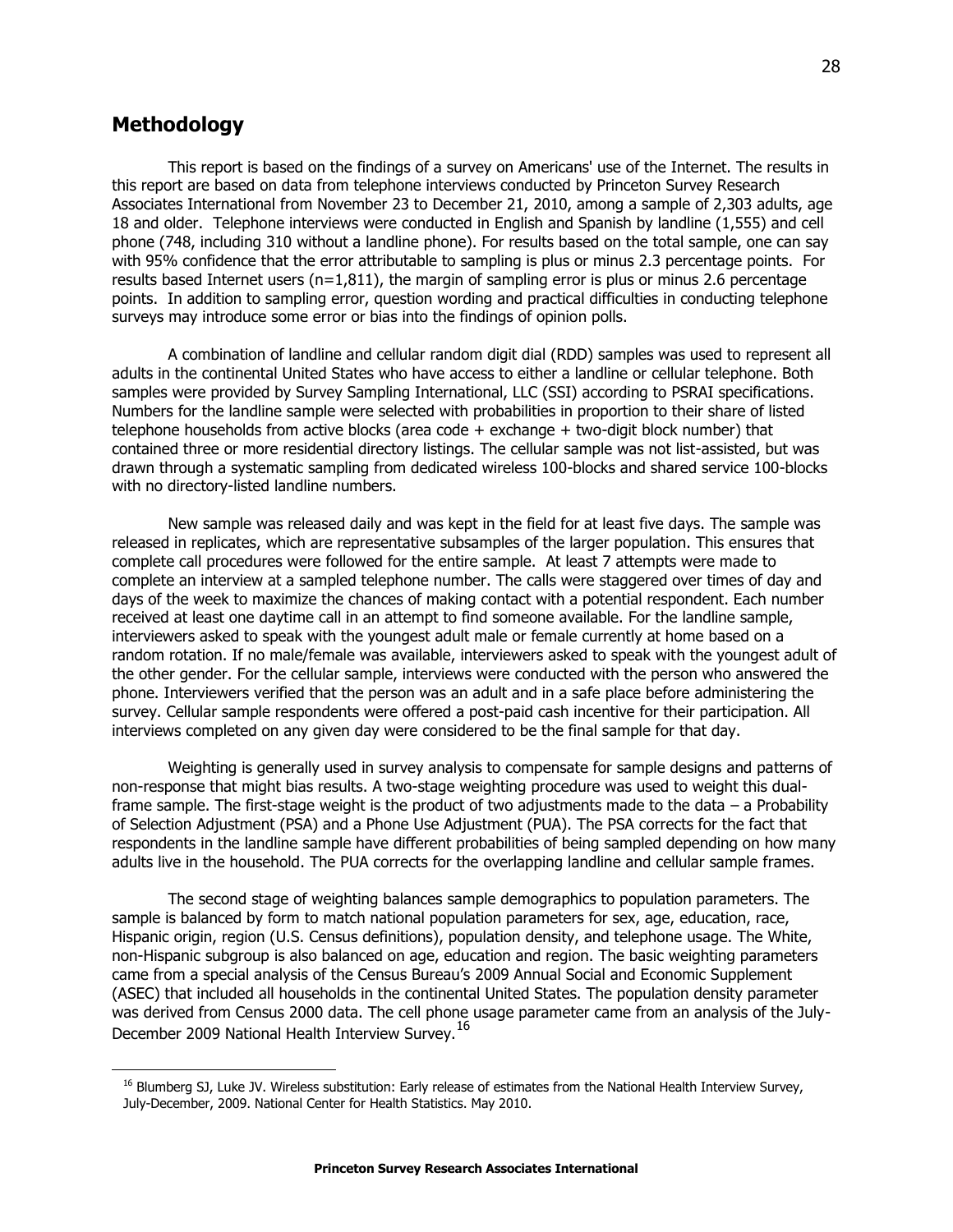# Methodology

This report is based on the findings of a survey on Americans' use of the Internet. The results in this report are based on data from telephone interviews conducted by Princeton Survey Research Associates International from November 23 to December 21, 2010, among a sample of 2,303 adults, age 18 and older. Telephone interviews were conducted in English and Spanish by landline (1,555) and cell phone (748, including 310 without a landline phone). For results based on the total sample, one can say with 95% confidence that the error attributable to sampling is plus or minus 2.3 percentage points. For results based Internet users (n=1,811), the margin of sampling error is plus or minus 2.6 percentage points. In addition to sampling error, question wording and practical difficulties in conducting telephone surveys may introduce some error or bias into the findings of opinion polls.

A combination of landline and cellular random digit dial (RDD) samples was used to represent all adults in the continental United States who have access to either a landline or cellular telephone. Both samples were provided by Survey Sampling International, LLC (SSI) according to PSRAI specifications. Numbers for the landline sample were selected with probabilities in proportion to their share of listed telephone households from active blocks (area code + exchange + two-digit block number) that contained three or more residential directory listings. The cellular sample was not list-assisted, but was drawn through a systematic sampling from dedicated wireless 100-blocks and shared service 100-blocks with no directory-listed landline numbers.

New sample was released daily and was kept in the field for at least five days. The sample was released in replicates, which are representative subsamples of the larger population. This ensures that complete call procedures were followed for the entire sample. At least 7 attempts were made to complete an interview at a sampled telephone number. The calls were staggered over times of day and days of the week to maximize the chances of making contact with a potential respondent. Each number received at least one daytime call in an attempt to find someone available. For the landline sample, interviewers asked to speak with the youngest adult male or female currently at home based on a random rotation. If no male/female was available, interviewers asked to speak with the youngest adult of the other gender. For the cellular sample, interviews were conducted with the person who answered the phone. Interviewers verified that the person was an adult and in a safe place before administering the survey. Cellular sample respondents were offered a post-paid cash incentive for their participation. All interviews completed on any given day were considered to be the final sample for that day.

Weighting is generally used in survey analysis to compensate for sample designs and patterns of non-response that might bias results. A two-stage weighting procedure was used to weight this dual-frame sample. The first-stage weight is the product of two adjustments made to the data – a Probability of Selection Adjustment (PSA) and a Phone Use Adjustment (PUA). The PSA corrects for the fact that respondents in the landline sample have different probabilities of being sampled depending on how many adults live in the household. The PUA corrects for the overlapping landline and cellular sample frames.

The second stage of weighting balances sample demographics to population parameters. The sample is balanced by form to match national population parameters for sex, age, education, race, Hispanic origin, region (U.S. Census definitions), population density, and telephone usage. The White, non-Hispanic subgroup is also balanced on age, education and region. The basic weighting parameters came from a special analysis of the Census Bureau's 2009 Annual Social and Economic Supplement (ASEC) that included all households in the continental United States. The population density parameter was derived from Census 2000 data. The cell phone usage parameter came from an analysis of the July-December 2009 National Health Interview Survey.[16]

[16] Blumberg SJ, Luke JV. Wireless substitution: Early release of estimates from the National Health Interview Survey, July-December, 2009. National Center for Health Statistics. May 2010.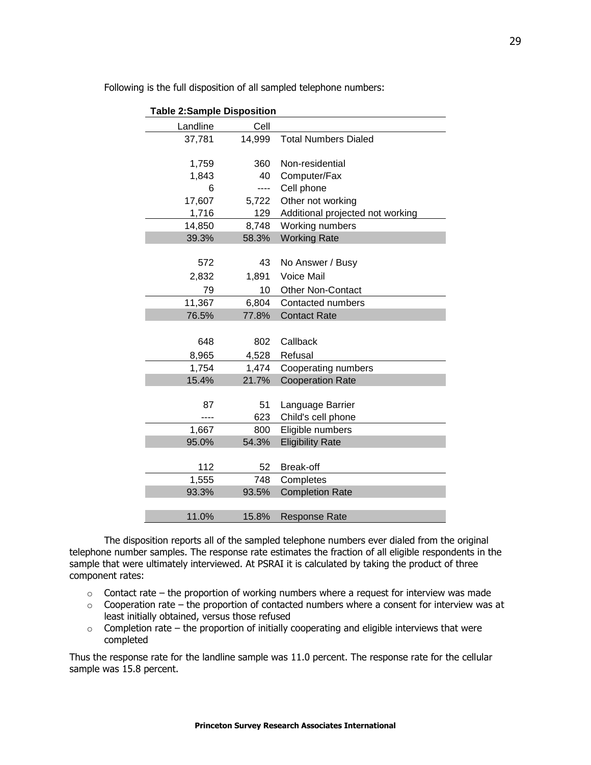Following is the full disposition of all sampled telephone numbers:

**Table 2:Sample Disposition**

| Landline | Cell | |
|---|---|---|
| 37,781 | 14,999 | Total Numbers Dialed |
| | | |
| 1,759 | 360 | Non-residential |
| 1,843 | 40 | Computer/Fax |
| 6 | ---- | Cell phone |
| 17,607 | 5,722 | Other not working |
| 1,716 | 129 | Additional projected not working |
| 14,850 | 8,748 | Working numbers |
| 39.3% | 58.3% | Working Rate |
| | | |
| 572 | 43 | No Answer / Busy |
| 2,832 | 1,891 | Voice Mail |
| 79 | 10 | Other Non-Contact |
| 11,367 | 6,804 | Contacted numbers |
| 76.5% | 77.8% | Contact Rate |
| | | |
| 648 | 802 | Callback |
| 8,965 | 4,528 | Refusal |
| 1,754 | 1,474 | Cooperating numbers |
| 15.4% | 21.7% | Cooperation Rate |
| | | |
| 87 | 51 | Language Barrier |
| ---- | 623 | Child's cell phone |
| 1,667 | 800 | Eligible numbers |
| 95.0% | 54.3% | Eligibility Rate |
| | | |
| 112 | 52 | Break-off |
| 1,555 | 748 | Completes |
| 93.3% | 93.5% | Completion Rate |
| | | |
| 11.0% | 15.8% | Response Rate |

The disposition reports all of the sampled telephone numbers ever dialed from the original telephone number samples. The response rate estimates the fraction of all eligible respondents in the sample that were ultimately interviewed. At PSRAI it is calculated by taking the product of three component rates:

- Contact rate – the proportion of working numbers where a request for interview was made
- Cooperation rate – the proportion of contacted numbers where a consent for interview was at least initially obtained, versus those refused
- Completion rate – the proportion of initially cooperating and eligible interviews that were completed

Thus the response rate for the landline sample was 11.0 percent. The response rate for the cellular sample was 15.8 percent.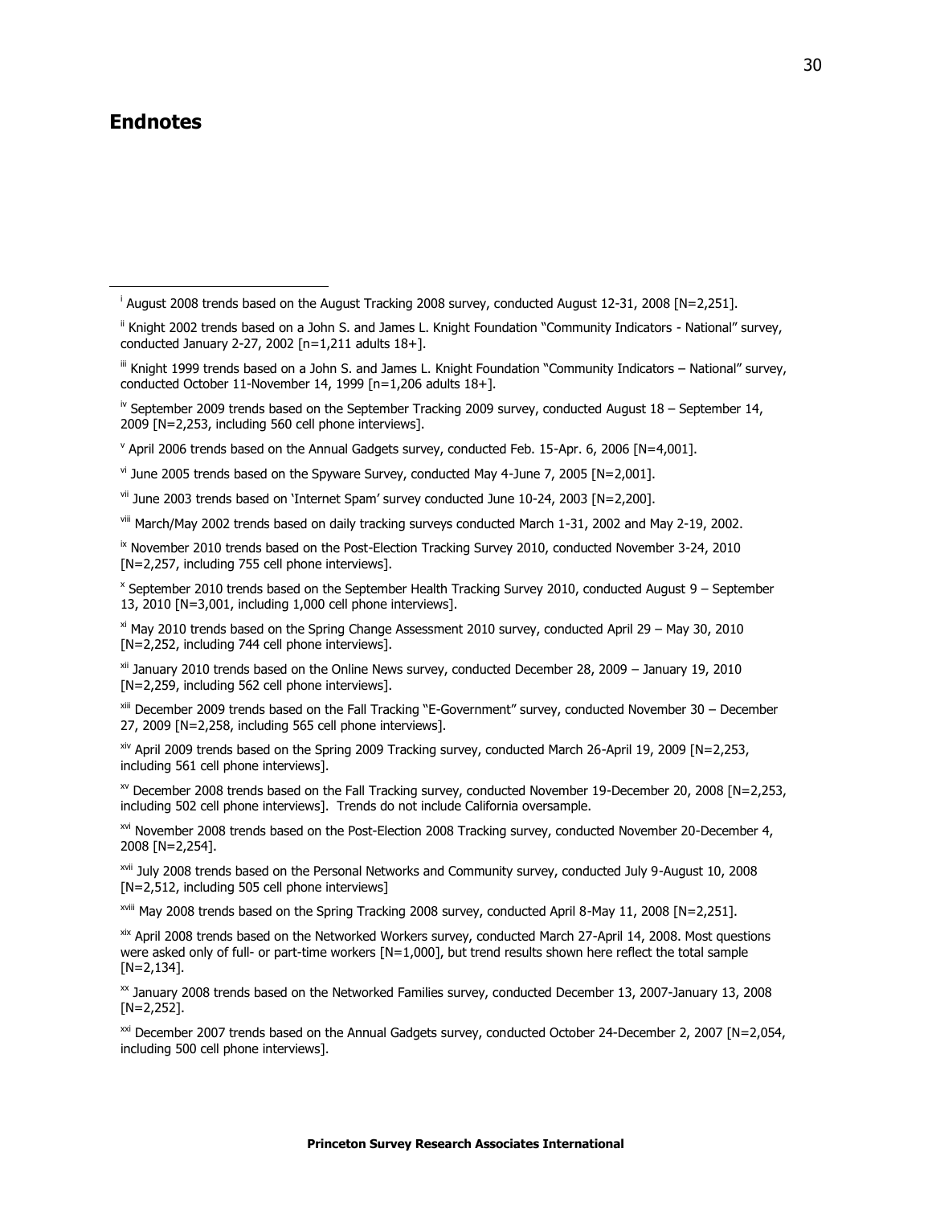## Endnotes

[i] August 2008 trends based on the August Tracking 2008 survey, conducted August 12-31, 2008 [N=2,251].

[ii] Knight 2002 trends based on a John S. and James L. Knight Foundation "Community Indicators - National" survey, conducted January 2-27, 2002 [n=1,211 adults 18+].

[iii] Knight 1999 trends based on a John S. and James L. Knight Foundation "Community Indicators – National" survey, conducted October 11-November 14, 1999 [n=1,206 adults 18+].

[iv] September 2009 trends based on the September Tracking 2009 survey, conducted August 18 – September 14, 2009 [N=2,253, including 560 cell phone interviews].

[v] April 2006 trends based on the Annual Gadgets survey, conducted Feb. 15-Apr. 6, 2006 [N=4,001].

[vi] June 2005 trends based on the Spyware Survey, conducted May 4-June 7, 2005 [N=2,001].

[vii] June 2003 trends based on 'Internet Spam' survey conducted June 10-24, 2003 [N=2,200].

[viii] March/May 2002 trends based on daily tracking surveys conducted March 1-31, 2002 and May 2-19, 2002.

[ix] November 2010 trends based on the Post-Election Tracking Survey 2010, conducted November 3-24, 2010 [N=2,257, including 755 cell phone interviews].

[x] September 2010 trends based on the September Health Tracking Survey 2010, conducted August 9 – September 13, 2010 [N=3,001, including 1,000 cell phone interviews].

[xi] May 2010 trends based on the Spring Change Assessment 2010 survey, conducted April 29 – May 30, 2010 [N=2,252, including 744 cell phone interviews].

[xii] January 2010 trends based on the Online News survey, conducted December 28, 2009 – January 19, 2010 [N=2,259, including 562 cell phone interviews].

[xiii] December 2009 trends based on the Fall Tracking "E-Government" survey, conducted November 30 – December 27, 2009 [N=2,258, including 565 cell phone interviews].

[xiv] April 2009 trends based on the Spring 2009 Tracking survey, conducted March 26-April 19, 2009 [N=2,253, including 561 cell phone interviews].

[xv] December 2008 trends based on the Fall Tracking survey, conducted November 19-December 20, 2008 [N=2,253, including 502 cell phone interviews]. Trends do not include California oversample.

[xvi] November 2008 trends based on the Post-Election 2008 Tracking survey, conducted November 20-December 4, 2008 [N=2,254].

[xvii] July 2008 trends based on the Personal Networks and Community survey, conducted July 9-August 10, 2008 [N=2,512, including 505 cell phone interviews]

[xviii] May 2008 trends based on the Spring Tracking 2008 survey, conducted April 8-May 11, 2008 [N=2,251].

[xix] April 2008 trends based on the Networked Workers survey, conducted March 27-April 14, 2008. Most questions were asked only of full- or part-time workers [N=1,000], but trend results shown here reflect the total sample [N=2,134].

[xx] January 2008 trends based on the Networked Families survey, conducted December 13, 2007-January 13, 2008 [N=2,252].

[xxi] December 2007 trends based on the Annual Gadgets survey, conducted October 24-December 2, 2007 [N=2,054, including 500 cell phone interviews].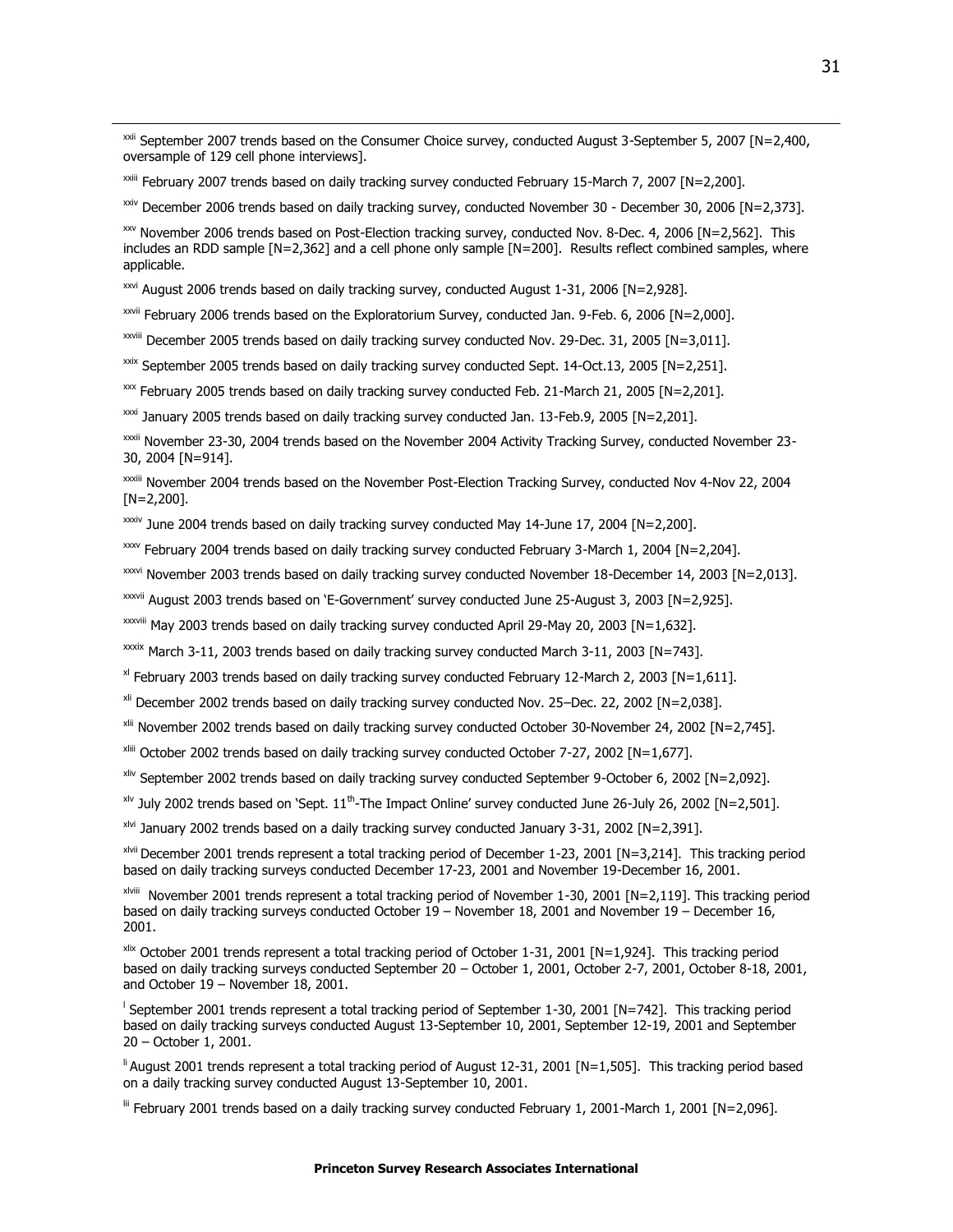[xxii] September 2007 trends based on the Consumer Choice survey, conducted August 3-September 5, 2007 [N=2,400, oversample of 129 cell phone interviews].

[xxiii] February 2007 trends based on daily tracking survey conducted February 15-March 7, 2007 [N=2,200].

[xxiv] December 2006 trends based on daily tracking survey, conducted November 30 - December 30, 2006 [N=2,373].

[xxv] November 2006 trends based on Post-Election tracking survey, conducted Nov. 8-Dec. 4, 2006 [N=2,562]. This includes an RDD sample [N=2,362] and a cell phone only sample [N=200]. Results reflect combined samples, where applicable.

[xxvi] August 2006 trends based on daily tracking survey, conducted August 1-31, 2006 [N=2,928].

[xxvii] February 2006 trends based on the Exploratorium Survey, conducted Jan. 9-Feb. 6, 2006 [N=2,000].

[xxviii] December 2005 trends based on daily tracking survey conducted Nov. 29-Dec. 31, 2005 [N=3,011].

[xxix] September 2005 trends based on daily tracking survey conducted Sept. 14-Oct.13, 2005 [N=2,251].

[xxx] February 2005 trends based on daily tracking survey conducted Feb. 21-March 21, 2005 [N=2,201].

[xxxi] January 2005 trends based on daily tracking survey conducted Jan. 13-Feb.9, 2005 [N=2,201].

[xxxii] November 23-30, 2004 trends based on the November 2004 Activity Tracking Survey, conducted November 23-30, 2004 [N=914].

[xxxiii] November 2004 trends based on the November Post-Election Tracking Survey, conducted Nov 4-Nov 22, 2004 [N=2,200].

[xxxiv] June 2004 trends based on daily tracking survey conducted May 14-June 17, 2004 [N=2,200].

[xxxv] February 2004 trends based on daily tracking survey conducted February 3-March 1, 2004 [N=2,204].

[xxxvi] November 2003 trends based on daily tracking survey conducted November 18-December 14, 2003 [N=2,013].

[xxxvii] August 2003 trends based on 'E-Government' survey conducted June 25-August 3, 2003 [N=2,925].

[xxxviii] May 2003 trends based on daily tracking survey conducted April 29-May 20, 2003 [N=1,632].

[xxxix] March 3-11, 2003 trends based on daily tracking survey conducted March 3-11, 2003 [N=743].

[xl] February 2003 trends based on daily tracking survey conducted February 12-March 2, 2003 [N=1,611].

[xli] December 2002 trends based on daily tracking survey conducted Nov. 25–Dec. 22, 2002 [N=2,038].

[xlii] November 2002 trends based on daily tracking survey conducted October 30-November 24, 2002 [N=2,745].

[xliii] October 2002 trends based on daily tracking survey conducted October 7-27, 2002 [N=1,677].

[xliv] September 2002 trends based on daily tracking survey conducted September 9-October 6, 2002 [N=2,092].

[xlv] July 2002 trends based on 'Sept. 11th-The Impact Online' survey conducted June 26-July 26, 2002 [N=2,501].

[xlvi] January 2002 trends based on a daily tracking survey conducted January 3-31, 2002 [N=2,391].

[xlvii] December 2001 trends represent a total tracking period of December 1-23, 2001 [N=3,214]. This tracking period based on daily tracking surveys conducted December 17-23, 2001 and November 19-December 16, 2001.

[xlviii] November 2001 trends represent a total tracking period of November 1-30, 2001 [N=2,119]. This tracking period based on daily tracking surveys conducted October 19 – November 18, 2001 and November 19 – December 16, 2001.

[xlix] October 2001 trends represent a total tracking period of October 1-31, 2001 [N=1,924]. This tracking period based on daily tracking surveys conducted September 20 – October 1, 2001, October 2-7, 2001, October 8-18, 2001, and October 19 – November 18, 2001.

[l] September 2001 trends represent a total tracking period of September 1-30, 2001 [N=742]. This tracking period based on daily tracking surveys conducted August 13-September 10, 2001, September 12-19, 2001 and September 20 – October 1, 2001.

[li] August 2001 trends represent a total tracking period of August 12-31, 2001 [N=1,505]. This tracking period based on a daily tracking survey conducted August 13-September 10, 2001.

[lii] February 2001 trends based on a daily tracking survey conducted February 1, 2001-March 1, 2001 [N=2,096].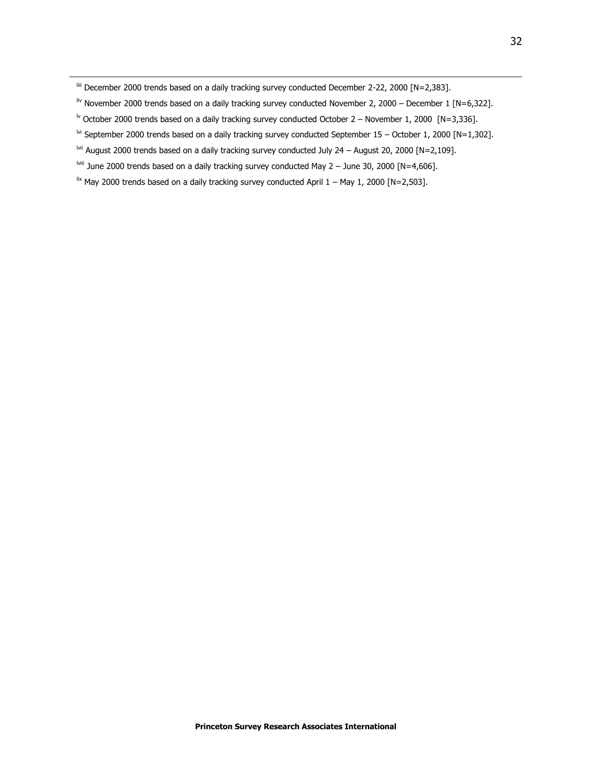[liii] December 2000 trends based on a daily tracking survey conducted December 2-22, 2000 [N=2,383].

[liv] November 2000 trends based on a daily tracking survey conducted November 2, 2000 – December 1 [N=6,322].

[lv] October 2000 trends based on a daily tracking survey conducted October 2 – November 1, 2000 [N=3,336].

[lvi] September 2000 trends based on a daily tracking survey conducted September 15 – October 1, 2000 [N=1,302].

[lvii] August 2000 trends based on a daily tracking survey conducted July 24 – August 20, 2000 [N=2,109].

[lviii] June 2000 trends based on a daily tracking survey conducted May 2 – June 30, 2000 [N=4,606].

[lix] May 2000 trends based on a daily tracking survey conducted April 1 – May 1, 2000 [N=2,503].